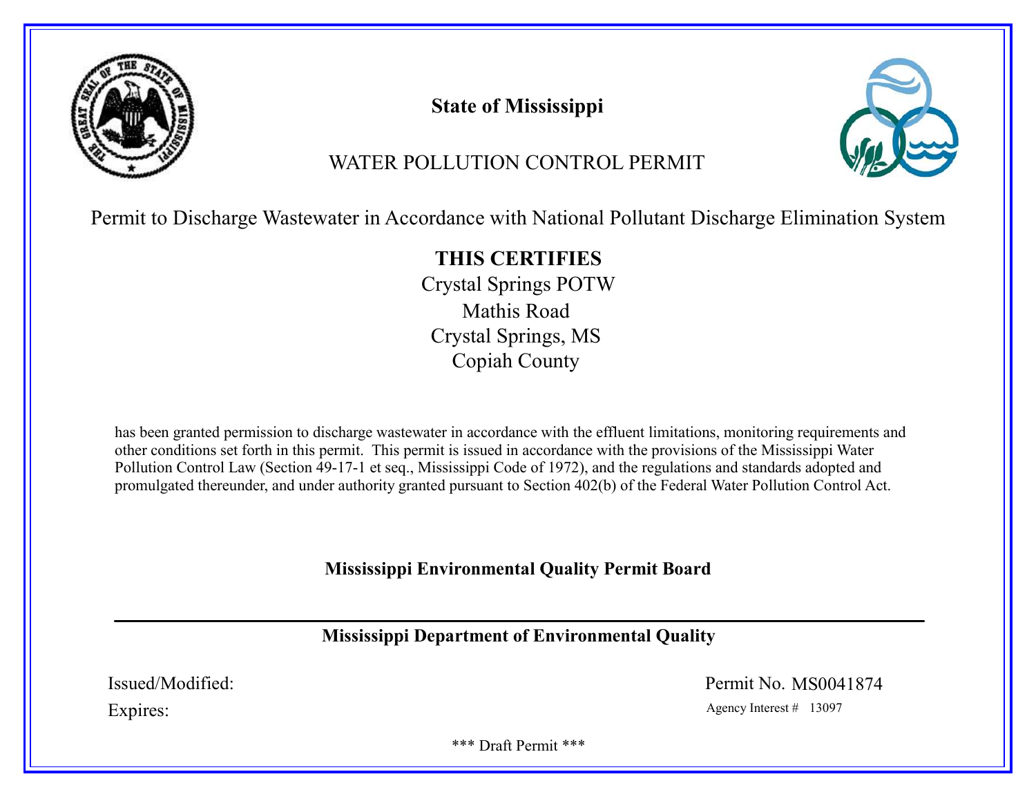# State of Mississippi

## WATER POLLUTION CONTROL PERMIT

Permit to Discharge Wastewater in Accordance with National Pollutant Discharge Elimination System

**THIS CERTIFIES**

Crystal Springs POTW
Mathis Road
Crystal Springs, MS
Copiah County

has been granted permission to discharge wastewater in accordance with the effluent limitations, monitoring requirements and other conditions set forth in this permit. This permit is issued in accordance with the provisions of the Mississippi Water Pollution Control Law (Section 49-17-1 et seq., Mississippi Code of 1972), and the regulations and standards adopted and promulgated thereunder, and under authority granted pursuant to Section 402(b) of the Federal Water Pollution Control Act.

**Mississippi Environmental Quality Permit Board**

---

**Mississippi Department of Environmental Quality**

Issued/Modified:

Expires:

Permit No. MS0041874

Agency Interest # 13097

*** Draft Permit ***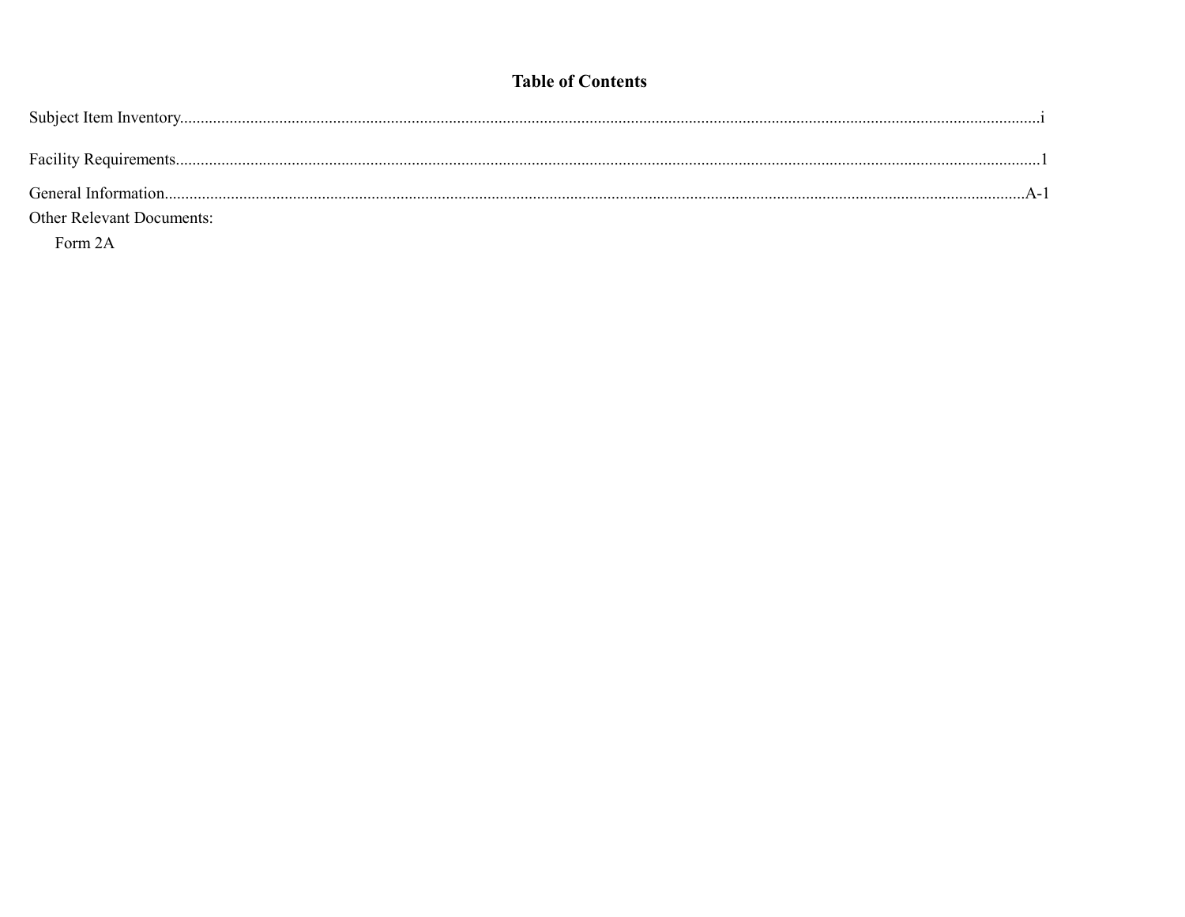# Table of Contents

Subject Item Inventory.......................................................................................................................................................................i

Facility Requirements.......................................................................................................................................................................1

General Information.......................................................................................................................................................................A-1

Other Relevant Documents:

- Form 2A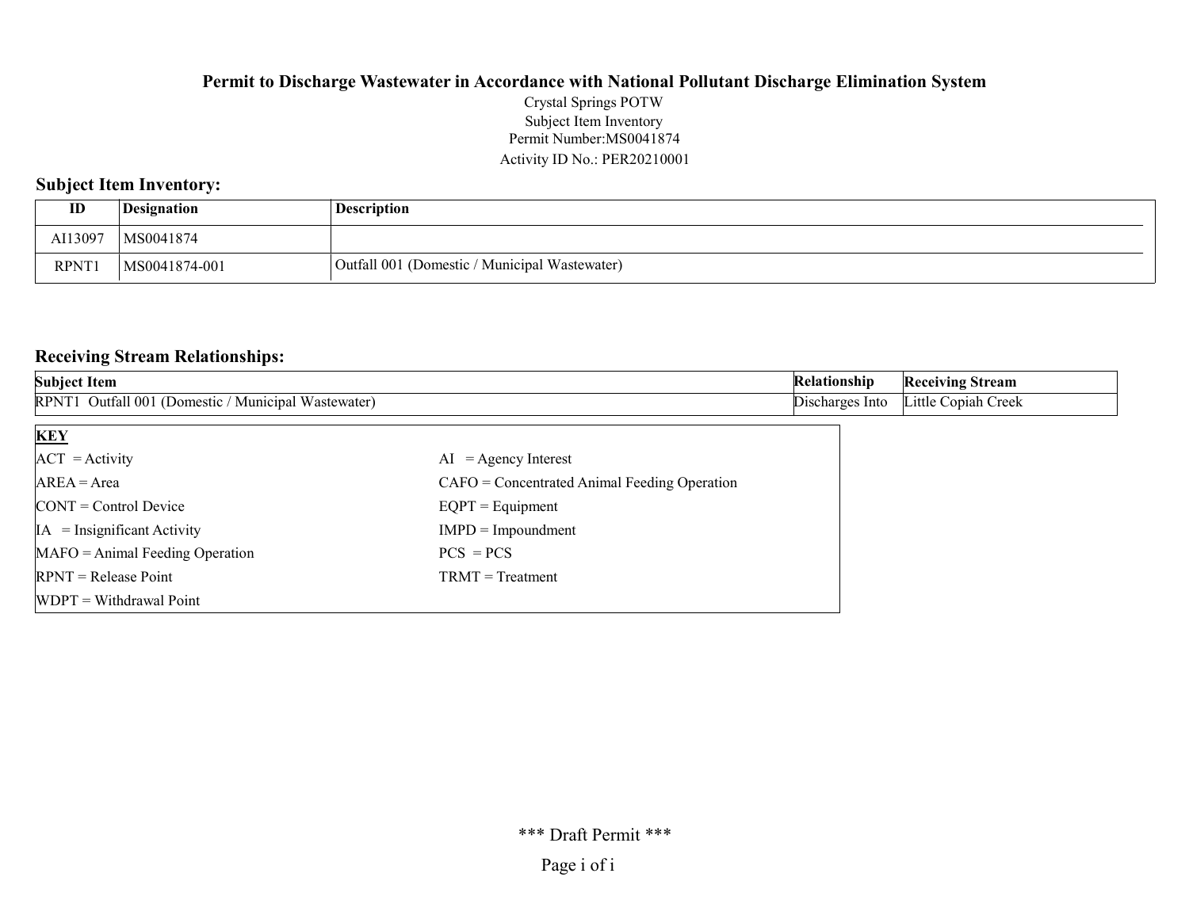**Permit to Discharge Wastewater in Accordance with National Pollutant Discharge Elimination System**

Crystal Springs POTW
Subject Item Inventory
Permit Number:MS0041874
Activity ID No.: PER20210001

## Subject Item Inventory:

| ID | Designation | Description |
|---|---|---|
| AI13097 | MS0041874 | |
| RPNT1 | MS0041874-001 | Outfall 001 (Domestic / Municipal Wastewater) |

## Receiving Stream Relationships:

| Subject Item | Relationship | Receiving Stream |
|---|---|---|
| RPNT1 Outfall 001 (Domestic / Municipal Wastewater) | Discharges Into | Little Copiah Creek |

| KEY | |
|---|---|
| ACT = Activity | AI = Agency Interest |
| AREA = Area | CAFO = Concentrated Animal Feeding Operation |
| CONT = Control Device | EQPT = Equipment |
| IA = Insignificant Activity | IMPD = Impoundment |
| MAFO = Animal Feeding Operation | PCS = PCS |
| RPNT = Release Point | TRMT = Treatment |
| WDPT = Withdrawal Point | |

*** Draft Permit ***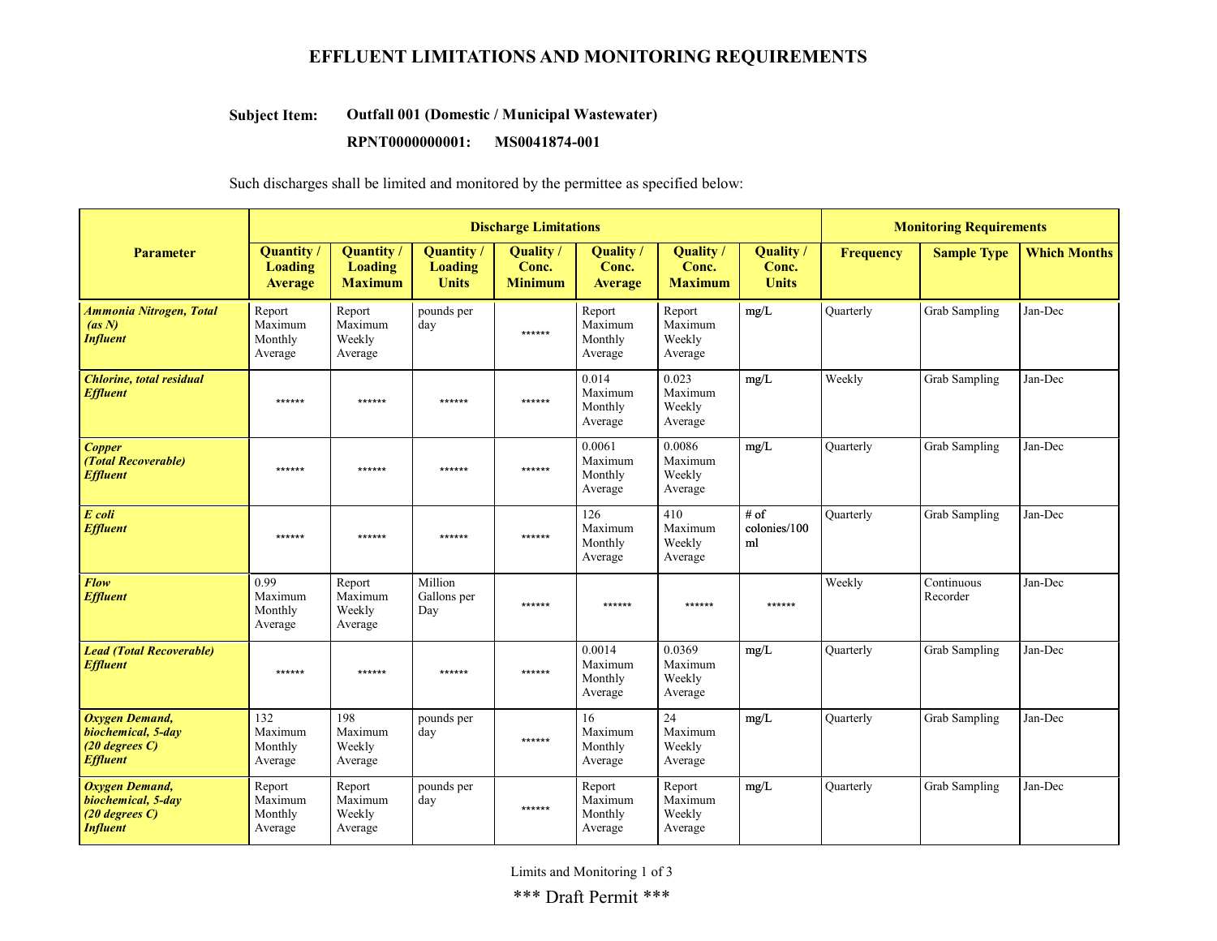# EFFLUENT LIMITATIONS AND MONITORING REQUIREMENTS

**Subject Item:** **Outfall 001 (Domestic / Municipal Wastewater)**

**RPNT0000000001: MS0041874-001**

Such discharges shall be limited and monitored by the permittee as specified below:

| Parameter | Discharge Limitations | | | | | | | Monitoring Requirements | | |
|---|---|---|---|---|---|---|---|---|---|---|
| | Quantity / Loading Average | Quantity / Loading Maximum | Quantity / Loading Units | Quality / Conc. Minimum | Quality / Conc. Average | Quality / Conc. Maximum | Quality / Conc. Units | Frequency | Sample Type | Which Months |
| ***Ammonia Nitrogen, Total (as N) Influent*** | Report Maximum Monthly Average | Report Maximum Weekly Average | pounds per day | ****** | Report Maximum Monthly Average | Report Maximum Weekly Average | mg/L | Quarterly | Grab Sampling | Jan-Dec |
| ***Chlorine, total residual Effluent*** | ****** | ****** | ****** | ****** | 0.014 Maximum Monthly Average | 0.023 Maximum Weekly Average | mg/L | Weekly | Grab Sampling | Jan-Dec |
| ***Copper (Total Recoverable) Effluent*** | ****** | ****** | ****** | ****** | 0.0061 Maximum Monthly Average | 0.0086 Maximum Weekly Average | mg/L | Quarterly | Grab Sampling | Jan-Dec |
| ***E coli Effluent*** | ****** | ****** | ****** | ****** | 126 Maximum Monthly Average | 410 Maximum Weekly Average | # of colonies/100 ml | Quarterly | Grab Sampling | Jan-Dec |
| ***Flow Effluent*** | 0.99 Maximum Monthly Average | Report Maximum Weekly Average | Million Gallons per Day | ****** | ****** | ****** | ****** | Weekly | Continuous Recorder | Jan-Dec |
| ***Lead (Total Recoverable) Effluent*** | ****** | ****** | ****** | ****** | 0.0014 Maximum Monthly Average | 0.0369 Maximum Weekly Average | mg/L | Quarterly | Grab Sampling | Jan-Dec |
| ***Oxygen Demand, biochemical, 5-day (20 degrees C) Effluent*** | 132 Maximum Monthly Average | 198 Maximum Weekly Average | pounds per day | ****** | 16 Maximum Monthly Average | 24 Maximum Weekly Average | mg/L | Quarterly | Grab Sampling | Jan-Dec |
| ***Oxygen Demand, biochemical, 5-day (20 degrees C) Influent*** | Report Maximum Monthly Average | Report Maximum Weekly Average | pounds per day | ****** | Report Maximum Monthly Average | Report Maximum Weekly Average | mg/L | Quarterly | Grab Sampling | Jan-Dec |

*** Draft Permit ***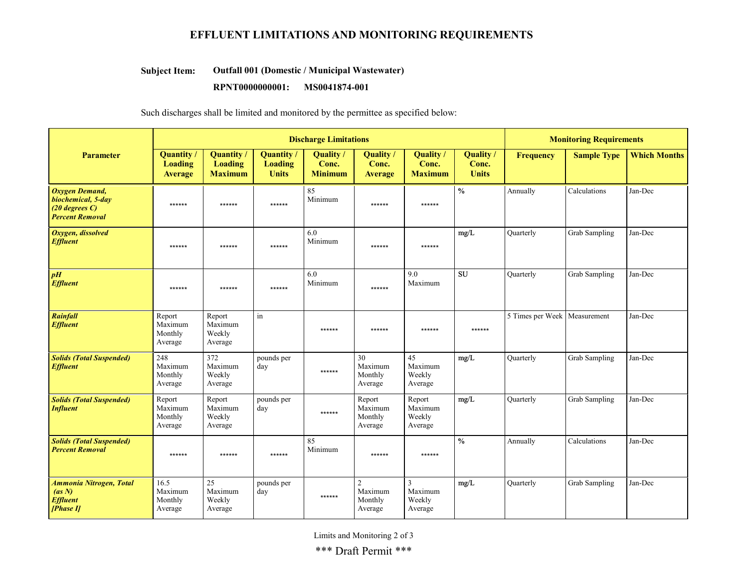# EFFLUENT LIMITATIONS AND MONITORING REQUIREMENTS

**Subject Item:** **Outfall 001 (Domestic / Municipal Wastewater)**

**RPNT0000000001: MS0041874-001**

Such discharges shall be limited and monitored by the permittee as specified below:

| Parameter | Discharge Limitations | | | | | | | Monitoring Requirements | | |
|---|---|---|---|---|---|---|---|---|---|---|
| | Quantity / Loading Average | Quantity / Loading Maximum | Quantity / Loading Units | Quality / Conc. Minimum | Quality / Conc. Average | Quality / Conc. Maximum | Quality / Conc. Units | Frequency | Sample Type | Which Months |
| ***Oxygen Demand, biochemical, 5-day (20 degrees C) Percent Removal*** | ****** | ****** | ****** | 85 Minimum | ****** | ****** | **%** | Annually | Calculations | Jan-Dec |
| ***Oxygen, dissolved Effluent*** | ****** | ****** | ****** | 6.0 Minimum | ****** | ****** | **mg/L** | Quarterly | Grab Sampling | Jan-Dec |
| ***pH Effluent*** | ****** | ****** | ****** | 6.0 Minimum | ****** | 9.0 Maximum | **SU** | Quarterly | Grab Sampling | Jan-Dec |
| ***Rainfall Effluent*** | Report Maximum Monthly Average | Report Maximum Weekly Average | in | ****** | ****** | ****** | ****** | 5 Times per Week | Measurement | Jan-Dec |
| ***Solids (Total Suspended) Effluent*** | 248 Maximum Monthly Average | 372 Maximum Weekly Average | pounds per day | ****** | 30 Maximum Monthly Average | 45 Maximum Weekly Average | **mg/L** | Quarterly | Grab Sampling | Jan-Dec |
| ***Solids (Total Suspended) Influent*** | Report Maximum Monthly Average | Report Maximum Weekly Average | pounds per day | ****** | Report Maximum Monthly Average | Report Maximum Weekly Average | **mg/L** | Quarterly | Grab Sampling | Jan-Dec |
| ***Solids (Total Suspended) Percent Removal*** | ****** | ****** | ****** | 85 Minimum | ****** | ****** | **%** | Annually | Calculations | Jan-Dec |
| ***Ammonia Nitrogen, Total (as N) Effluent [Phase I]*** | 16.5 Maximum Monthly Average | 25 Maximum Weekly Average | pounds per day | ****** | 2 Maximum Monthly Average | 3 Maximum Weekly Average | **mg/L** | Quarterly | Grab Sampling | Jan-Dec |

*** Draft Permit ***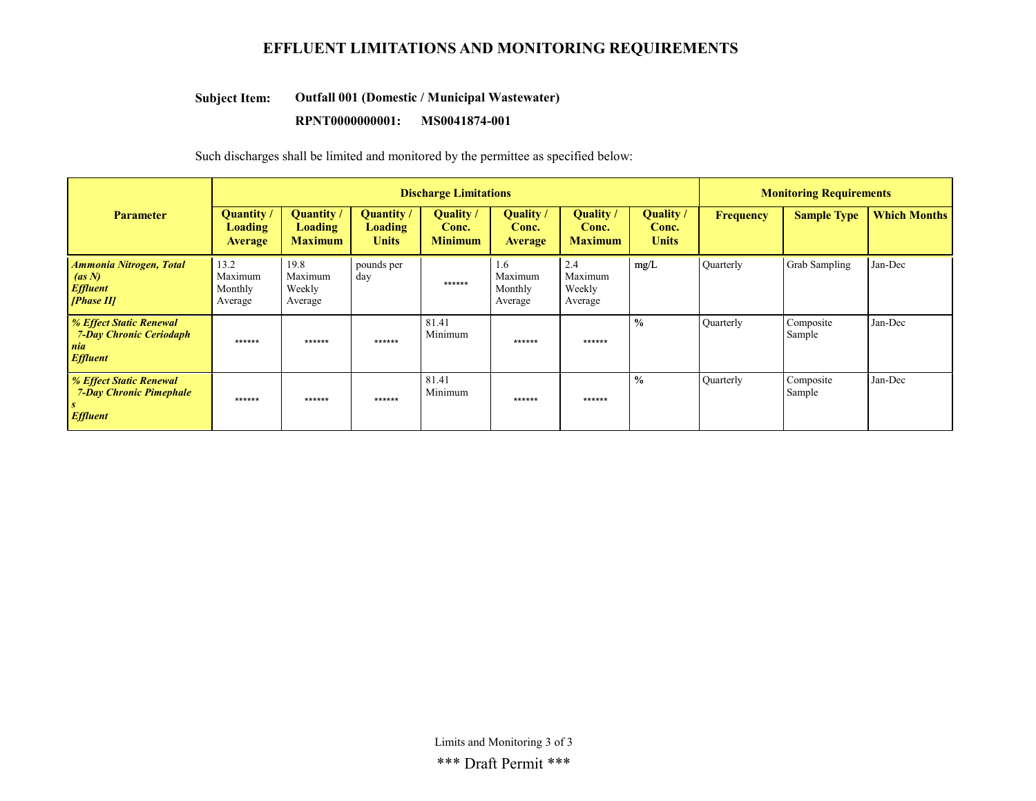## EFFLUENT LIMITATIONS AND MONITORING REQUIREMENTS

**Subject Item:** **Outfall 001 (Domestic / Municipal Wastewater)**

**RPNT0000000001: MS0041874-001**

Such discharges shall be limited and monitored by the permittee as specified below:

| Parameter | Discharge Limitations | | | | | | | Monitoring Requirements | | |
|---|---|---|---|---|---|---|---|---|---|---|
| | Quantity / Loading Average | Quantity / Loading Maximum | Quantity / Loading Units | Quality / Conc. Minimum | Quality / Conc. Average | Quality / Conc. Maximum | Quality / Conc. Units | Frequency | Sample Type | Which Months |
| ***Ammonia Nitrogen, Total (as N) Effluent [Phase II]*** | 13.2 Maximum Monthly Average | 19.8 Maximum Weekly Average | pounds per day | ****** | 1.6 Maximum Monthly Average | 2.4 Maximum Weekly Average | mg/L | Quarterly | Grab Sampling | Jan-Dec |
| ***% Effect Static Renewal 7-Day Chronic Ceriodaphnia Effluent*** | ****** | ****** | ****** | 81.41 Minimum | ****** | ****** | % | Quarterly | Composite Sample | Jan-Dec |
| ***% Effect Static Renewal 7-Day Chronic Pimephales Effluent*** | ****** | ****** | ****** | 81.41 Minimum | ****** | ****** | % | Quarterly | Composite Sample | Jan-Dec |

\*\*\* Draft Permit \*\*\*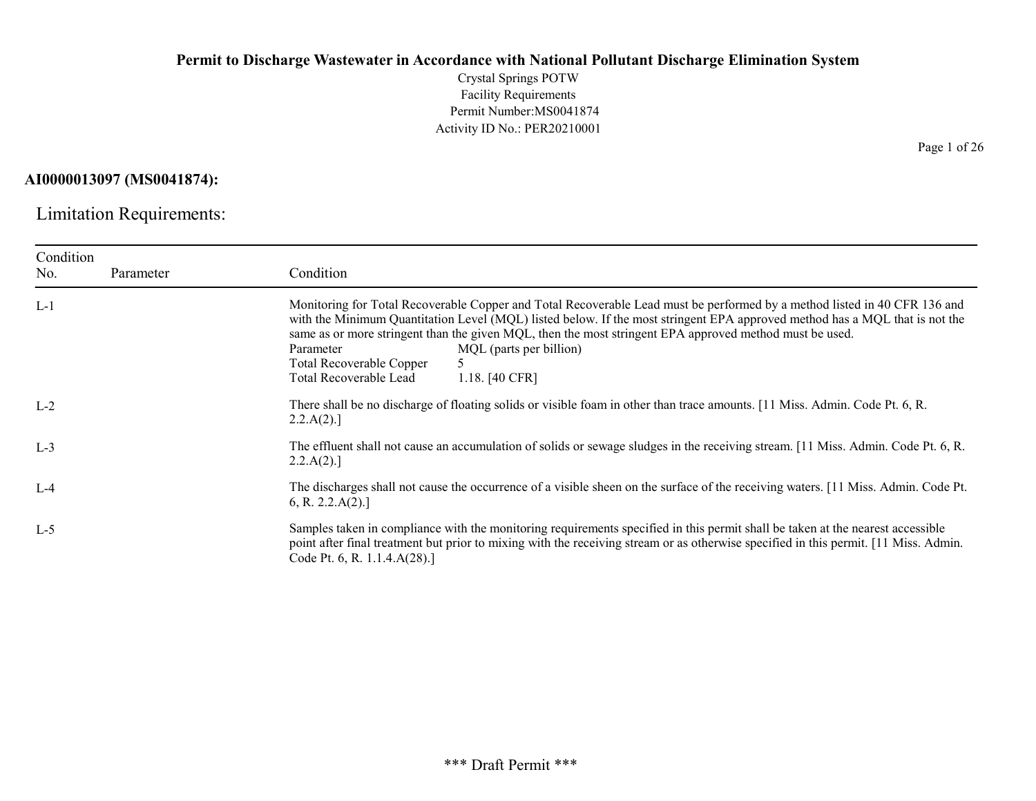**Permit to Discharge Wastewater in Accordance with National Pollutant Discharge Elimination System**

Crystal Springs POTW
Facility Requirements
Permit Number:MS0041874
Activity ID No.: PER20210001

**AI0000013097 (MS0041874):**

## Limitation Requirements:

| Condition No. | Parameter | Condition |
|---|---|---|
| L-1 | | Monitoring for Total Recoverable Copper and Total Recoverable Lead must be performed by a method listed in 40 CFR 136 and with the Minimum Quantitation Level (MQL) listed below. If the most stringent EPA approved method has a MQL that is not the same as or more stringent than the given MQL, then the most stringent EPA approved method must be used.<br>Parameter — MQL (parts per billion)<br>Total Recoverable Copper — 5<br>Total Recoverable Lead — 1.18. [40 CFR] |
| L-2 | | There shall be no discharge of floating solids or visible foam in other than trace amounts. [11 Miss. Admin. Code Pt. 6, R. 2.2.A(2).] |
| L-3 | | The effluent shall not cause an accumulation of solids or sewage sludges in the receiving stream. [11 Miss. Admin. Code Pt. 6, R. 2.2.A(2).] |
| L-4 | | The discharges shall not cause the occurrence of a visible sheen on the surface of the receiving waters. [11 Miss. Admin. Code Pt. 6, R. 2.2.A(2).] |
| L-5 | | Samples taken in compliance with the monitoring requirements specified in this permit shall be taken at the nearest accessible point after final treatment but prior to mixing with the receiving stream or as otherwise specified in this permit. [11 Miss. Admin. Code Pt. 6, R. 1.1.4.A(28).] |

\*\*\* Draft Permit \*\*\*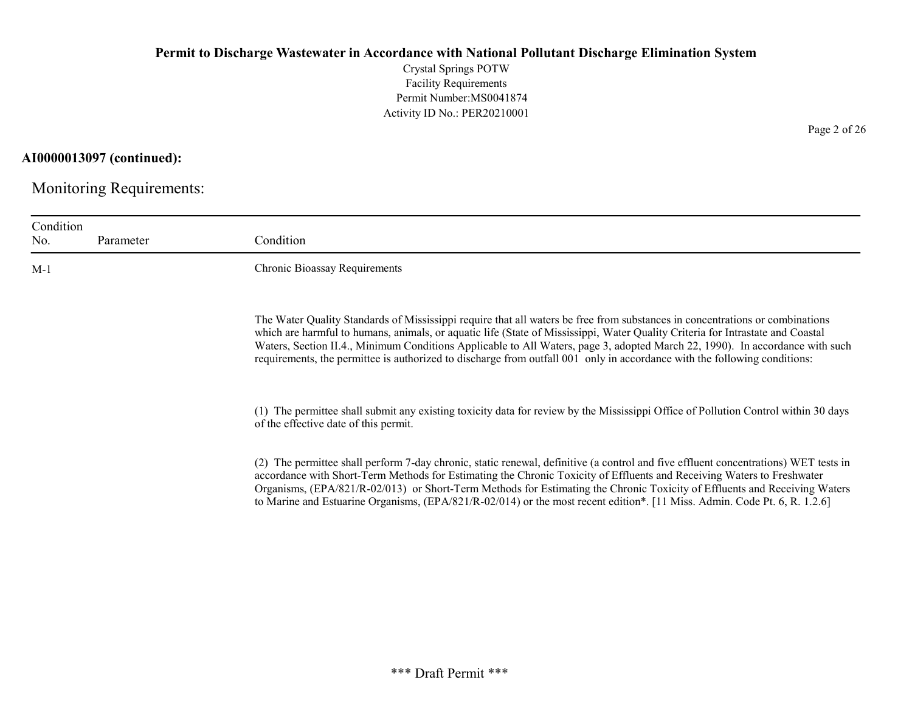**AI0000013097 (continued):**

## Monitoring Requirements:

| Condition No. | Parameter | Condition |
|---|---|---|
| M-1 | | Chronic Bioassay Requirements<br><br>The Water Quality Standards of Mississippi require that all waters be free from substances in concentrations or combinations which are harmful to humans, animals, or aquatic life (State of Mississippi, Water Quality Criteria for Intrastate and Coastal Waters, Section II.4., Minimum Conditions Applicable to All Waters, page 3, adopted March 22, 1990). In accordance with such requirements, the permittee is authorized to discharge from outfall 001 only in accordance with the following conditions:<br><br>(1) The permittee shall submit any existing toxicity data for review by the Mississippi Office of Pollution Control within 30 days of the effective date of this permit.<br><br>(2) The permittee shall perform 7-day chronic, static renewal, definitive (a control and five effluent concentrations) WET tests in accordance with Short-Term Methods for Estimating the Chronic Toxicity of Effluents and Receiving Waters to Freshwater Organisms, (EPA/821/R-02/013) or Short-Term Methods for Estimating the Chronic Toxicity of Effluents and Receiving Waters to Marine and Estuarine Organisms, (EPA/821/R-02/014) or the most recent edition*. [11 Miss. Admin. Code Pt. 6, R. 1.2.6] |

*** Draft Permit ***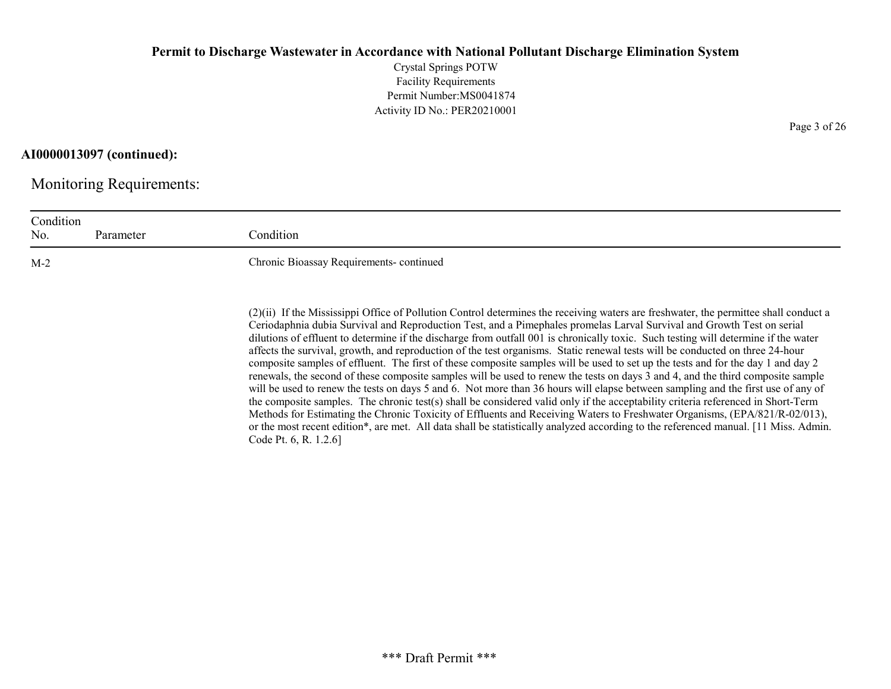**AI0000013097 (continued):**

## Monitoring Requirements:

| Condition No. | Parameter | Condition |
|---|---|---|
| M-2 | | Chronic Bioassay Requirements- continued<br><br>(2)(ii) If the Mississippi Office of Pollution Control determines the receiving waters are freshwater, the permittee shall conduct a Ceriodaphnia dubia Survival and Reproduction Test, and a Pimephales promelas Larval Survival and Growth Test on serial dilutions of effluent to determine if the discharge from outfall 001 is chronically toxic. Such testing will determine if the water affects the survival, growth, and reproduction of the test organisms. Static renewal tests will be conducted on three 24-hour composite samples of effluent. The first of these composite samples will be used to set up the tests and for the day 1 and day 2 renewals, the second of these composite samples will be used to renew the tests on days 3 and 4, and the third composite sample will be used to renew the tests on days 5 and 6. Not more than 36 hours will elapse between sampling and the first use of any of the composite samples. The chronic test(s) shall be considered valid only if the acceptability criteria referenced in Short-Term Methods for Estimating the Chronic Toxicity of Effluents and Receiving Waters to Freshwater Organisms, (EPA/821/R-02/013), or the most recent edition*, are met. All data shall be statistically analyzed according to the referenced manual. [11 Miss. Admin. Code Pt. 6, R. 1.2.6] |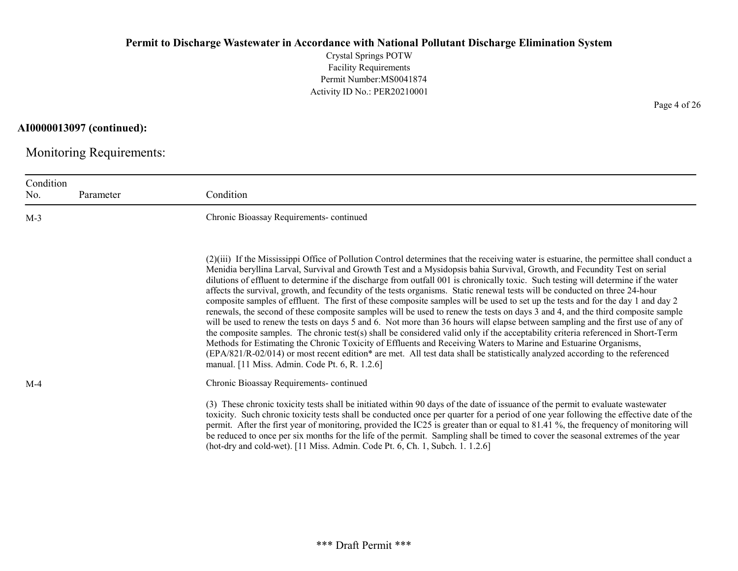**AI0000013097 (continued):**

## Monitoring Requirements:

| Condition No. | Parameter | Condition |
|---|---|---|
| M-3 | | Chronic Bioassay Requirements- continued<br><br>(2)(iii) If the Mississippi Office of Pollution Control determines that the receiving water is estuarine, the permittee shall conduct a Menidia beryllina Larval, Survival and Growth Test and a Mysidopsis bahia Survival, Growth, and Fecundity Test on serial dilutions of effluent to determine if the discharge from outfall 001 is chronically toxic. Such testing will determine if the water affects the survival, growth, and fecundity of the tests organisms. Static renewal tests will be conducted on three 24-hour composite samples of effluent. The first of these composite samples will be used to set up the tests and for the day 1 and day 2 renewals, the second of these composite samples will be used to renew the tests on days 3 and 4, and the third composite sample will be used to renew the tests on days 5 and 6. Not more than 36 hours will elapse between sampling and the first use of any of the composite samples. The chronic test(s) shall be considered valid only if the acceptability criteria referenced in Short-Term Methods for Estimating the Chronic Toxicity of Effluents and Receiving Waters to Marine and Estuarine Organisms, (EPA/821/R-02/014) or most recent edition* are met. All test data shall be statistically analyzed according to the referenced manual. [11 Miss. Admin. Code Pt. 6, R. 1.2.6] |
| M-4 | | Chronic Bioassay Requirements- continued<br><br>(3) These chronic toxicity tests shall be initiated within 90 days of the date of issuance of the permit to evaluate wastewater toxicity. Such chronic toxicity tests shall be conducted once per quarter for a period of one year following the effective date of the permit. After the first year of monitoring, provided the IC25 is greater than or equal to 81.41 %, the frequency of monitoring will be reduced to once per six months for the life of the permit. Sampling shall be timed to cover the seasonal extremes of the year (hot-dry and cold-wet). [11 Miss. Admin. Code Pt. 6, Ch. 1, Subch. 1. 1.2.6] |

*** Draft Permit ***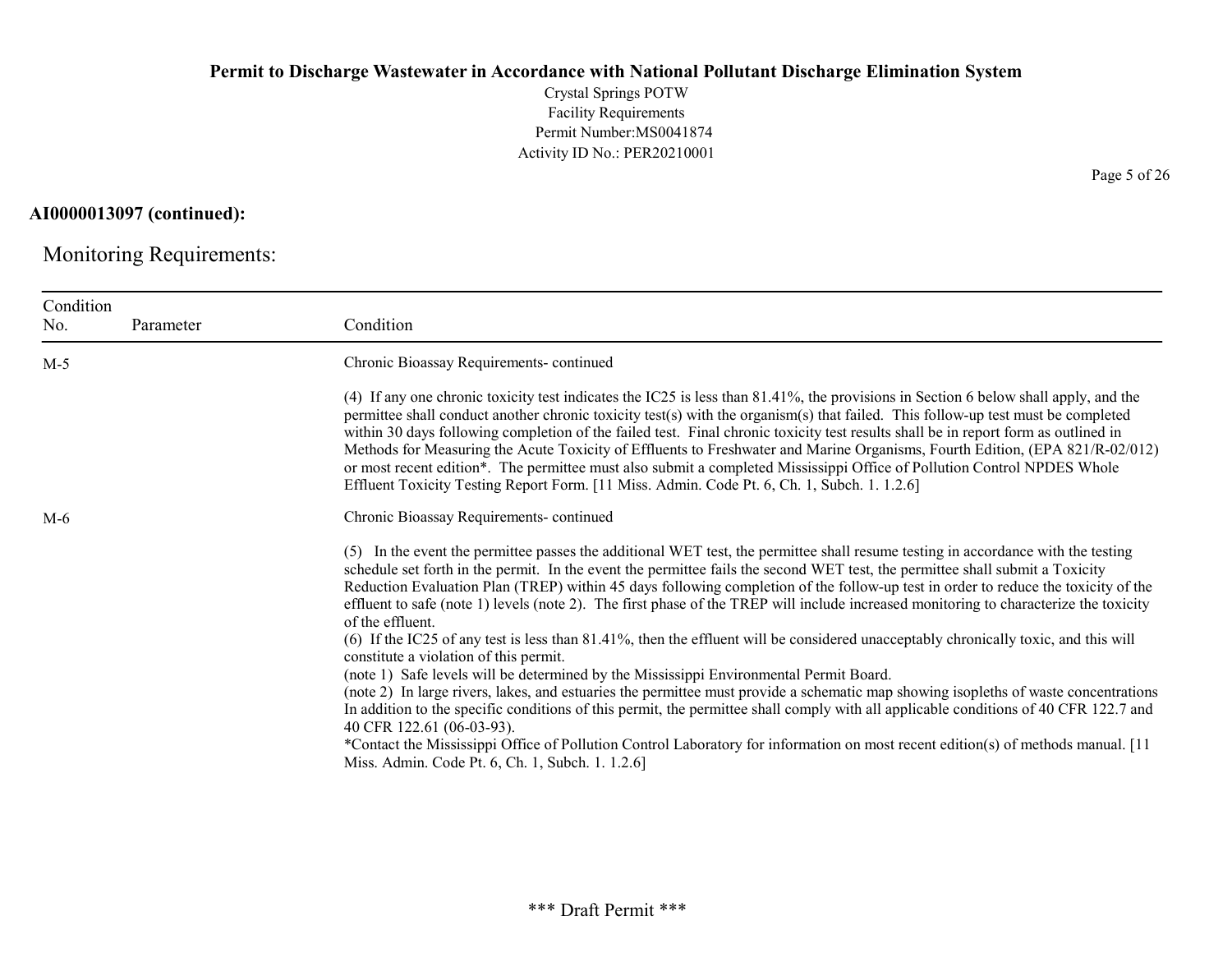**AI0000013097 (continued):**

## Monitoring Requirements:

| Condition No. | Parameter | Condition |
|---|---|---|
| M-5 | | Chronic Bioassay Requirements- continued<br><br>(4) If any one chronic toxicity test indicates the IC25 is less than 81.41%, the provisions in Section 6 below shall apply, and the permittee shall conduct another chronic toxicity test(s) with the organism(s) that failed. This follow-up test must be completed within 30 days following completion of the failed test. Final chronic toxicity test results shall be in report form as outlined in Methods for Measuring the Acute Toxicity of Effluents to Freshwater and Marine Organisms, Fourth Edition, (EPA 821/R-02/012) or most recent edition*. The permittee must also submit a completed Mississippi Office of Pollution Control NPDES Whole Effluent Toxicity Testing Report Form. [11 Miss. Admin. Code Pt. 6, Ch. 1, Subch. 1. 1.2.6] |
| M-6 | | Chronic Bioassay Requirements- continued<br><br>(5) In the event the permittee passes the additional WET test, the permittee shall resume testing in accordance with the testing schedule set forth in the permit. In the event the permittee fails the second WET test, the permittee shall submit a Toxicity Reduction Evaluation Plan (TREP) within 45 days following completion of the follow-up test in order to reduce the toxicity of the effluent to safe (note 1) levels (note 2). The first phase of the TREP will include increased monitoring to characterize the toxicity of the effluent.<br>(6) If the IC25 of any test is less than 81.41%, then the effluent will be considered unacceptably chronically toxic, and this will constitute a violation of this permit.<br>(note 1) Safe levels will be determined by the Mississippi Environmental Permit Board.<br>(note 2) In large rivers, lakes, and estuaries the permittee must provide a schematic map showing isopleths of waste concentrations In addition to the specific conditions of this permit, the permittee shall comply with all applicable conditions of 40 CFR 122.7 and 40 CFR 122.61 (06-03-93).<br>*Contact the Mississippi Office of Pollution Control Laboratory for information on most recent edition(s) of methods manual. [11 Miss. Admin. Code Pt. 6, Ch. 1, Subch. 1. 1.2.6] |

*** Draft Permit ***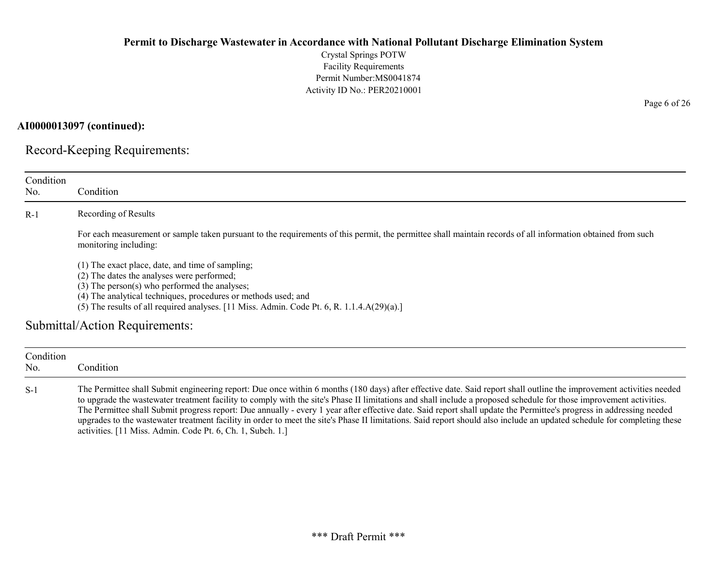**AI0000013097 (continued):**

## Record-Keeping Requirements:

| Condition No. | Condition |
|---|---|
| R-1 | Recording of Results<br><br>For each measurement or sample taken pursuant to the requirements of this permit, the permittee shall maintain records of all information obtained from such monitoring including:<br><br>(1) The exact place, date, and time of sampling;<br>(2) The dates the analyses were performed;<br>(3) The person(s) who performed the analyses;<br>(4) The analytical techniques, procedures or methods used; and<br>(5) The results of all required analyses. [11 Miss. Admin. Code Pt. 6, R. 1.1.4.A(29)(a).] |

## Submittal/Action Requirements:

| Condition No. | Condition |
|---|---|
| S-1 | The Permittee shall Submit engineering report: Due once within 6 months (180 days) after effective date. Said report shall outline the improvement activities needed to upgrade the wastewater treatment facility to comply with the site's Phase II limitations and shall include a proposed schedule for those improvement activities. The Permittee shall Submit progress report: Due annually - every 1 year after effective date. Said report shall update the Permittee's progress in addressing needed upgrades to the wastewater treatment facility in order to meet the site's Phase II limitations. Said report should also include an updated schedule for completing these activities. [11 Miss. Admin. Code Pt. 6, Ch. 1, Subch. 1.] |

*** Draft Permit ***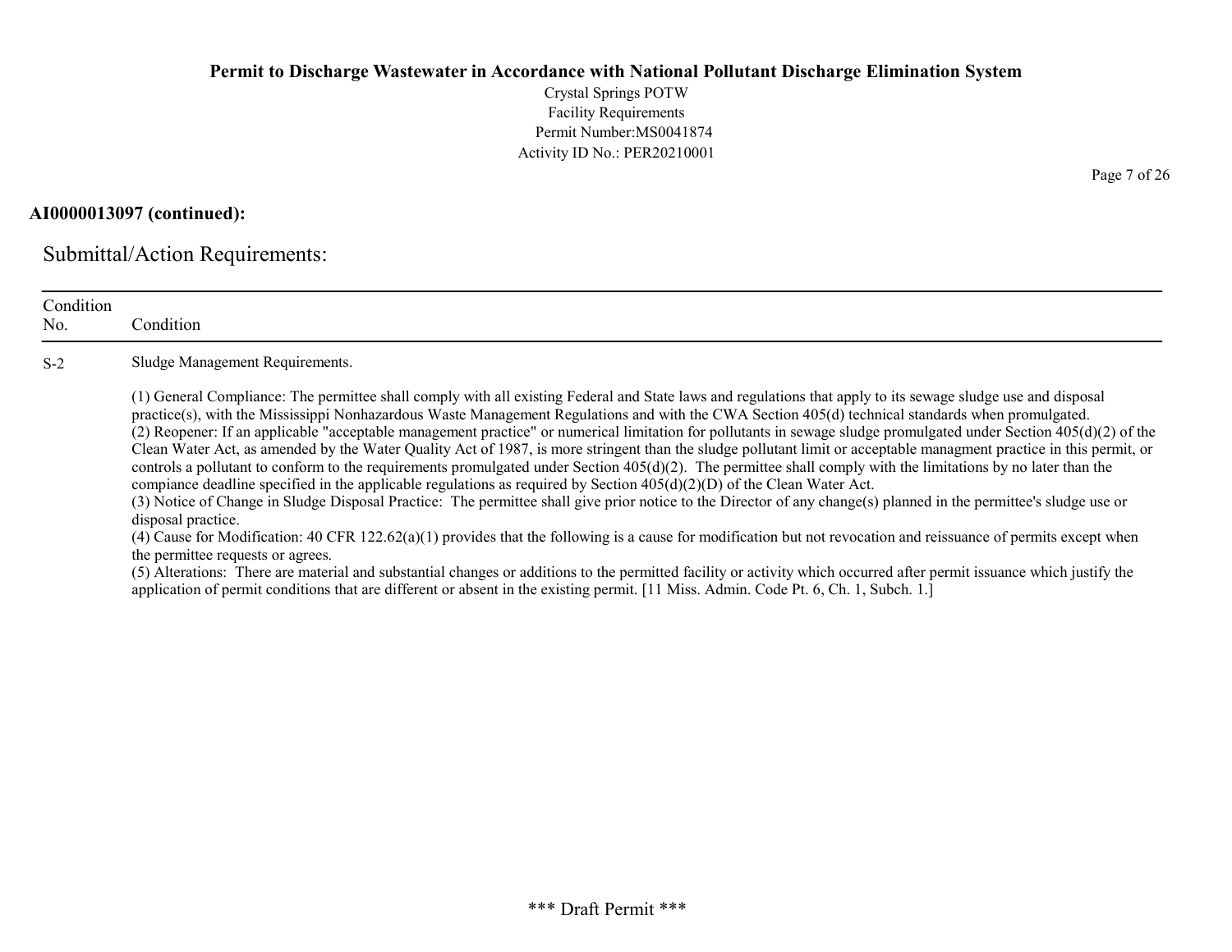**AI0000013097 (continued):**

## Submittal/Action Requirements:

| Condition No. | Condition |
|---|---|
| S-2 | Sludge Management Requirements.<br><br>(1) General Compliance: The permittee shall comply with all existing Federal and State laws and regulations that apply to its sewage sludge use and disposal practice(s), with the Mississippi Nonhazardous Waste Management Regulations and with the CWA Section 405(d) technical standards when promulgated.<br>(2) Reopener: If an applicable "acceptable management practice" or numerical limitation for pollutants in sewage sludge promulgated under Section 405(d)(2) of the Clean Water Act, as amended by the Water Quality Act of 1987, is more stringent than the sludge pollutant limit or acceptable managment practice in this permit, or controls a pollutant to conform to the requirements promulgated under Section 405(d)(2). The permittee shall comply with the limitations by no later than the compiance deadline specified in the applicable regulations as required by Section 405(d)(2)(D) of the Clean Water Act.<br>(3) Notice of Change in Sludge Disposal Practice: The permittee shall give prior notice to the Director of any change(s) planned in the permittee's sludge use or disposal practice.<br>(4) Cause for Modification: 40 CFR 122.62(a)(1) provides that the following is a cause for modification but not revocation and reissuance of permits except when the permittee requests or agrees.<br>(5) Alterations: There are material and substantial changes or additions to the permitted facility or activity which occurred after permit issuance which justify the application of permit conditions that are different or absent in the existing permit. [11 Miss. Admin. Code Pt. 6, Ch. 1, Subch. 1.] |

\*\*\* Draft Permit \*\*\*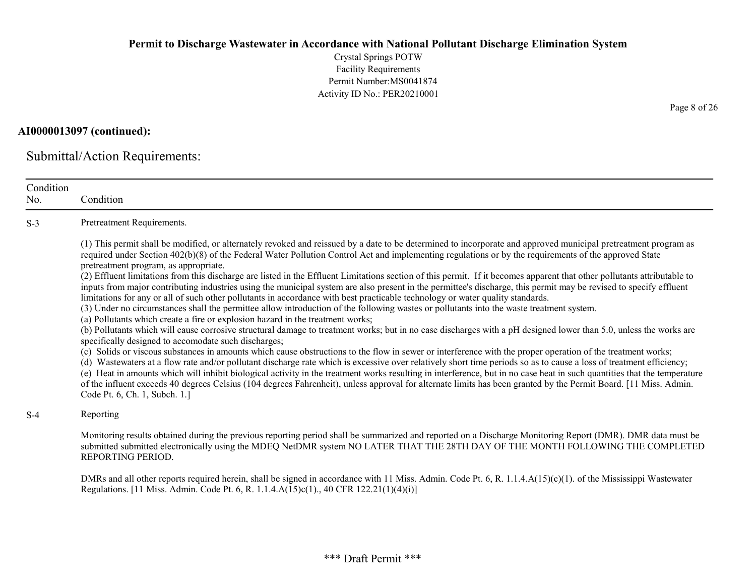**AI0000013097 (continued):**

## Submittal/Action Requirements:

| Condition No. | Condition |
|---|---|
| S-3 | Pretreatment Requirements.<br><br>(1) This permit shall be modified, or alternately revoked and reissued by a date to be determined to incorporate and approved municipal pretreatment program as required under Section 402(b)(8) of the Federal Water Pollution Control Act and implementing regulations or by the requirements of the approved State pretreatment program, as appropriate.<br>(2) Effluent limitations from this discharge are listed in the Effluent Limitations section of this permit. If it becomes apparent that other pollutants attributable to inputs from major contributing industries using the municipal system are also present in the permittee's discharge, this permit may be revised to specify effluent limitations for any or all of such other pollutants in accordance with best practicable technology or water quality standards.<br>(3) Under no circumstances shall the permittee allow introduction of the following wastes or pollutants into the waste treatment system.<br>(a) Pollutants which create a fire or explosion hazard in the treatment works;<br>(b) Pollutants which will cause corrosive structural damage to treatment works; but in no case discharges with a pH designed lower than 5.0, unless the works are specifically designed to accomodate such discharges;<br>(c) Solids or viscous substances in amounts which cause obstructions to the flow in sewer or interference with the proper operation of the treatment works;<br>(d) Wastewaters at a flow rate and/or pollutant discharge rate which is excessive over relatively short time periods so as to cause a loss of treatment efficiency;<br>(e) Heat in amounts which will inhibit biological activity in the treatment works resulting in interference, but in no case heat in such quantities that the temperature of the influent exceeds 40 degrees Celsius (104 degrees Fahrenheit), unless approval for alternate limits has been granted by the Permit Board. [11 Miss. Admin. Code Pt. 6, Ch. 1, Subch. 1.] |
| S-4 | Reporting<br><br>Monitoring results obtained during the previous reporting period shall be summarized and reported on a Discharge Monitoring Report (DMR). DMR data must be submitted submitted electronically using the MDEQ NetDMR system NO LATER THAT THE 28TH DAY OF THE MONTH FOLLOWING THE COMPLETED REPORTING PERIOD.<br><br>DMRs and all other reports required herein, shall be signed in accordance with 11 Miss. Admin. Code Pt. 6, R. 1.1.4.A(15)(c)(1). of the Mississippi Wastewater Regulations. [11 Miss. Admin. Code Pt. 6, R. 1.1.4.A(15)c(1)., 40 CFR 122.21(1)(4)(i)] |

\*\*\* Draft Permit \*\*\*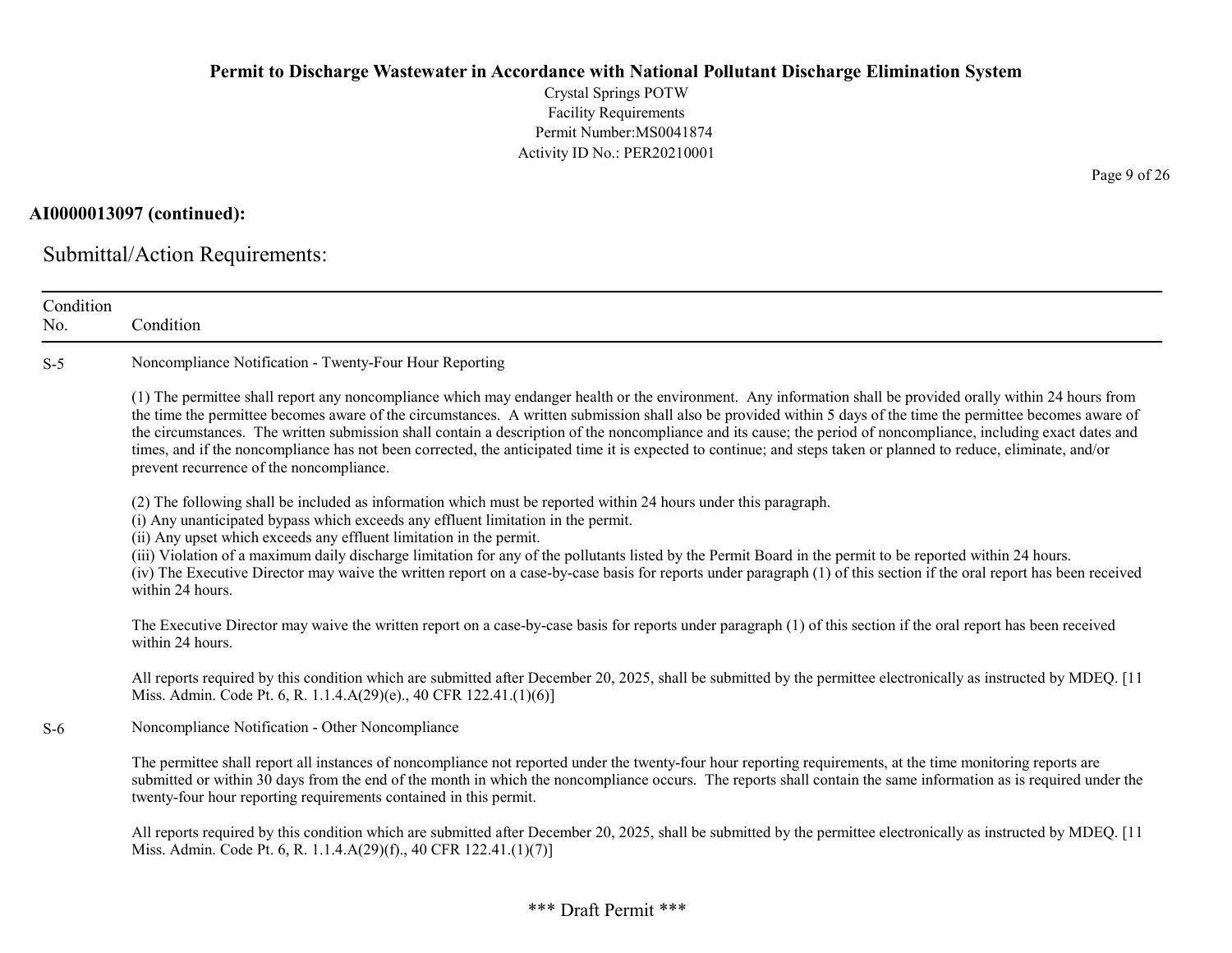**AI0000013097 (continued):**

## Submittal/Action Requirements:

| Condition No. | Condition |
|---|---|
| S-5 | Noncompliance Notification - Twenty-Four Hour Reporting<br><br>(1) The permittee shall report any noncompliance which may endanger health or the environment. Any information shall be provided orally within 24 hours from the time the permittee becomes aware of the circumstances. A written submission shall also be provided within 5 days of the time the permittee becomes aware of the circumstances. The written submission shall contain a description of the noncompliance and its cause; the period of noncompliance, including exact dates and times, and if the noncompliance has not been corrected, the anticipated time it is expected to continue; and steps taken or planned to reduce, eliminate, and/or prevent recurrence of the noncompliance.<br><br>(2) The following shall be included as information which must be reported within 24 hours under this paragraph.<br>(i) Any unanticipated bypass which exceeds any effluent limitation in the permit.<br>(ii) Any upset which exceeds any effluent limitation in the permit.<br>(iii) Violation of a maximum daily discharge limitation for any of the pollutants listed by the Permit Board in the permit to be reported within 24 hours.<br>(iv) The Executive Director may waive the written report on a case-by-case basis for reports under paragraph (1) of this section if the oral report has been received within 24 hours.<br><br>The Executive Director may waive the written report on a case-by-case basis for reports under paragraph (1) of this section if the oral report has been received within 24 hours.<br><br>All reports required by this condition which are submitted after December 20, 2025, shall be submitted by the permittee electronically as instructed by MDEQ. [11 Miss. Admin. Code Pt. 6, R. 1.1.4.A(29)(e)., 40 CFR 122.41.(1)(6)] |
| S-6 | Noncompliance Notification - Other Noncompliance<br><br>The permittee shall report all instances of noncompliance not reported under the twenty-four hour reporting requirements, at the time monitoring reports are submitted or within 30 days from the end of the month in which the noncompliance occurs. The reports shall contain the same information as is required under the twenty-four hour reporting requirements contained in this permit.<br><br>All reports required by this condition which are submitted after December 20, 2025, shall be submitted by the permittee electronically as instructed by MDEQ. [11 Miss. Admin. Code Pt. 6, R. 1.1.4.A(29)(f)., 40 CFR 122.41.(1)(7)] |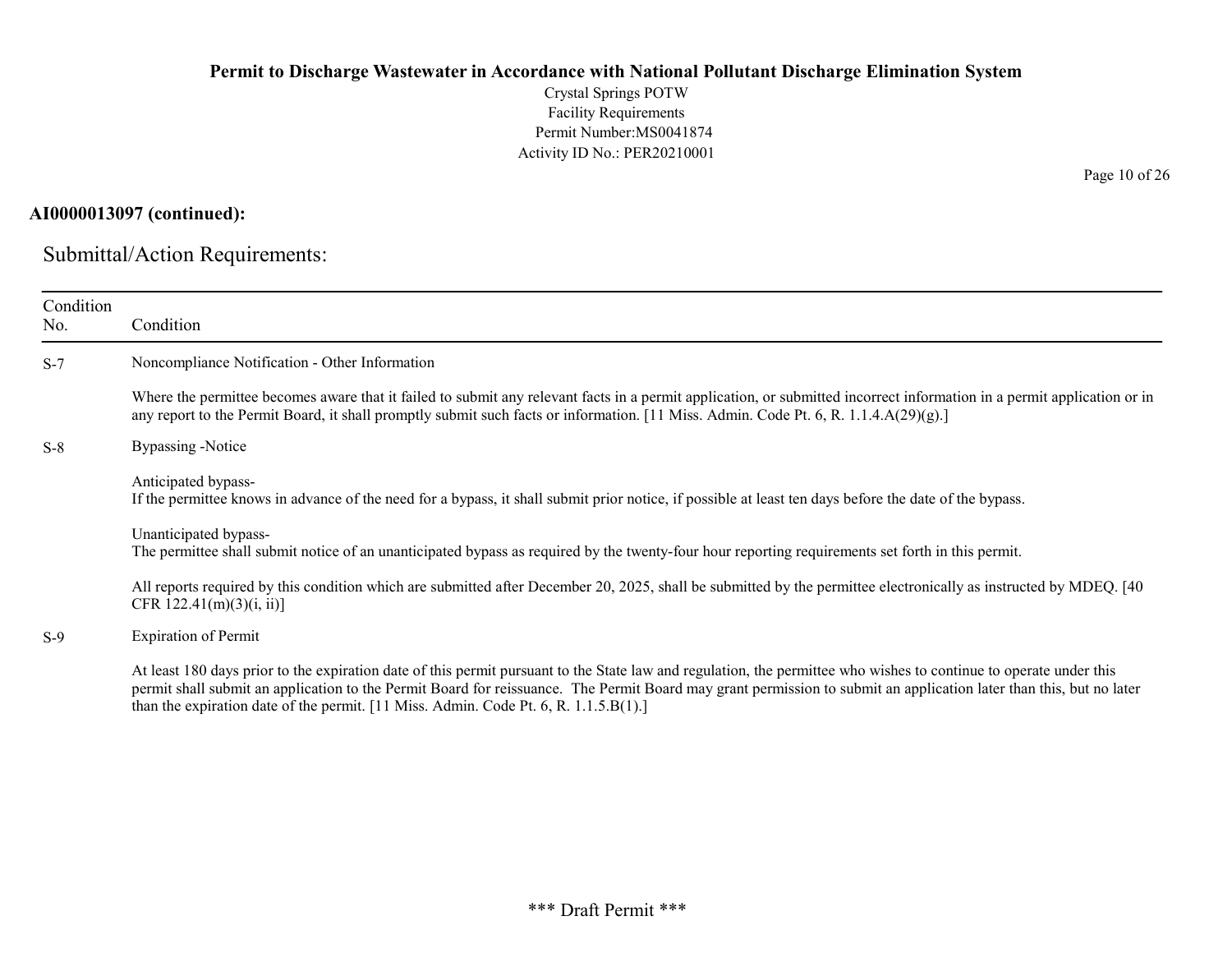**AI0000013097 (continued):**

## Submittal/Action Requirements:

| Condition No. | Condition |
|---|---|
| S-7 | Noncompliance Notification - Other Information<br><br>Where the permittee becomes aware that it failed to submit any relevant facts in a permit application, or submitted incorrect information in a permit application or in any report to the Permit Board, it shall promptly submit such facts or information. [11 Miss. Admin. Code Pt. 6, R. 1.1.4.A(29)(g).] |
| S-8 | Bypassing -Notice<br><br>Anticipated bypass-<br>If the permittee knows in advance of the need for a bypass, it shall submit prior notice, if possible at least ten days before the date of the bypass.<br><br>Unanticipated bypass-<br>The permittee shall submit notice of an unanticipated bypass as required by the twenty-four hour reporting requirements set forth in this permit.<br><br>All reports required by this condition which are submitted after December 20, 2025, shall be submitted by the permittee electronically as instructed by MDEQ. [40 CFR 122.41(m)(3)(i, ii)] |
| S-9 | Expiration of Permit<br><br>At least 180 days prior to the expiration date of this permit pursuant to the State law and regulation, the permittee who wishes to continue to operate under this permit shall submit an application to the Permit Board for reissuance. The Permit Board may grant permission to submit an application later than this, but no later than the expiration date of the permit. [11 Miss. Admin. Code Pt. 6, R. 1.1.5.B(1).] |

*** Draft Permit ***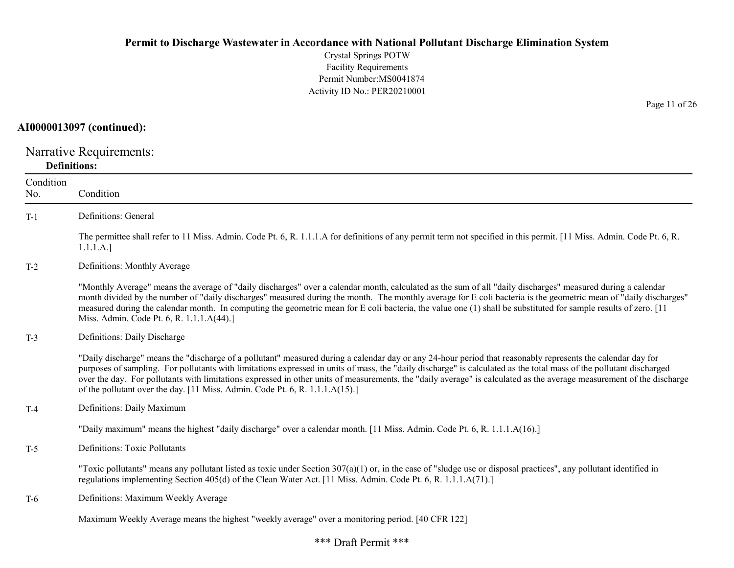**AI0000013097 (continued):**

## Narrative Requirements:

### Definitions:

| Condition No. | Condition |
|---|---|
| T-1 | Definitions: General<br><br>The permittee shall refer to 11 Miss. Admin. Code Pt. 6, R. 1.1.1.A for definitions of any permit term not specified in this permit. [11 Miss. Admin. Code Pt. 6, R. 1.1.1.A.] |
| T-2 | Definitions: Monthly Average<br><br>"Monthly Average" means the average of "daily discharges" over a calendar month, calculated as the sum of all "daily discharges" measured during a calendar month divided by the number of "daily discharges" measured during the month. The monthly average for E coli bacteria is the geometric mean of "daily discharges" measured during the calendar month. In computing the geometric mean for E coli bacteria, the value one (1) shall be substituted for sample results of zero. [11 Miss. Admin. Code Pt. 6, R. 1.1.1.A(44).] |
| T-3 | Definitions: Daily Discharge<br><br>"Daily discharge" means the "discharge of a pollutant" measured during a calendar day or any 24-hour period that reasonably represents the calendar day for purposes of sampling. For pollutants with limitations expressed in units of mass, the "daily discharge" is calculated as the total mass of the pollutant discharged over the day. For pollutants with limitations expressed in other units of measurements, the "daily average" is calculated as the average measurement of the discharge of the pollutant over the day. [11 Miss. Admin. Code Pt. 6, R. 1.1.1.A(15).] |
| T-4 | Definitions: Daily Maximum<br><br>"Daily maximum" means the highest "daily discharge" over a calendar month. [11 Miss. Admin. Code Pt. 6, R. 1.1.1.A(16).] |
| T-5 | Definitions: Toxic Pollutants<br><br>"Toxic pollutants" means any pollutant listed as toxic under Section 307(a)(1) or, in the case of "sludge use or disposal practices", any pollutant identified in regulations implementing Section 405(d) of the Clean Water Act. [11 Miss. Admin. Code Pt. 6, R. 1.1.1.A(71).] |
| T-6 | Definitions: Maximum Weekly Average<br><br>Maximum Weekly Average means the highest "weekly average" over a monitoring period. [40 CFR 122] |

*** Draft Permit ***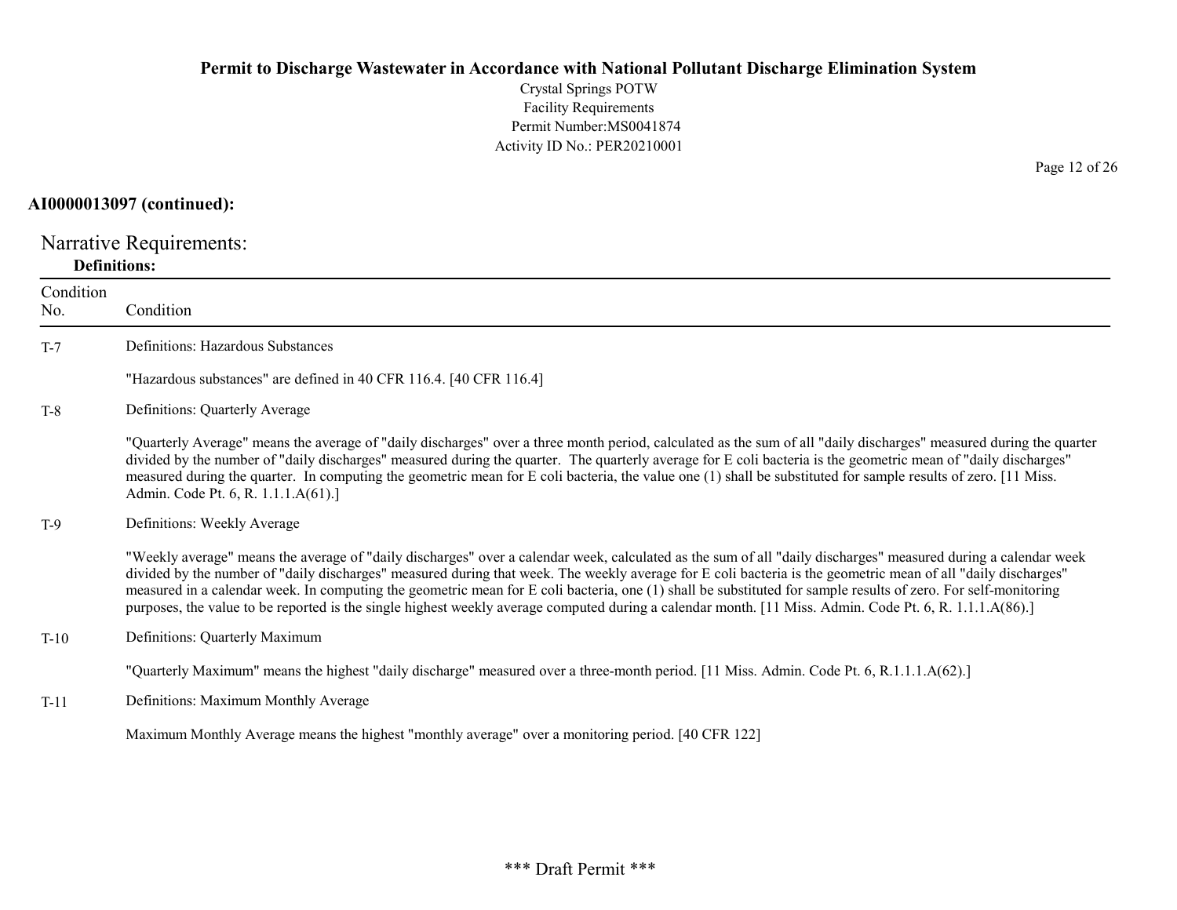**AI0000013097 (continued):**

## Narrative Requirements:

**Definitions:**

| Condition No. | Condition |
|---|---|
| T-7 | Definitions: Hazardous Substances<br><br>"Hazardous substances" are defined in 40 CFR 116.4. [40 CFR 116.4] |
| T-8 | Definitions: Quarterly Average<br><br>"Quarterly Average" means the average of "daily discharges" over a three month period, calculated as the sum of all "daily discharges" measured during the quarter divided by the number of "daily discharges" measured during the quarter. The quarterly average for E coli bacteria is the geometric mean of "daily discharges" measured during the quarter. In computing the geometric mean for E coli bacteria, the value one (1) shall be substituted for sample results of zero. [11 Miss. Admin. Code Pt. 6, R. 1.1.1.A(61).] |
| T-9 | Definitions: Weekly Average<br><br>"Weekly average" means the average of "daily discharges" over a calendar week, calculated as the sum of all "daily discharges" measured during a calendar week divided by the number of "daily discharges" measured during that week. The weekly average for E coli bacteria is the geometric mean of all "daily discharges" measured in a calendar week. In computing the geometric mean for E coli bacteria, one (1) shall be substituted for sample results of zero. For self-monitoring purposes, the value to be reported is the single highest weekly average computed during a calendar month. [11 Miss. Admin. Code Pt. 6, R. 1.1.1.A(86).] |
| T-10 | Definitions: Quarterly Maximum<br><br>"Quarterly Maximum" means the highest "daily discharge" measured over a three-month period. [11 Miss. Admin. Code Pt. 6, R.1.1.1.A(62).] |
| T-11 | Definitions: Maximum Monthly Average<br><br>Maximum Monthly Average means the highest "monthly average" over a monitoring period. [40 CFR 122] |

*** Draft Permit ***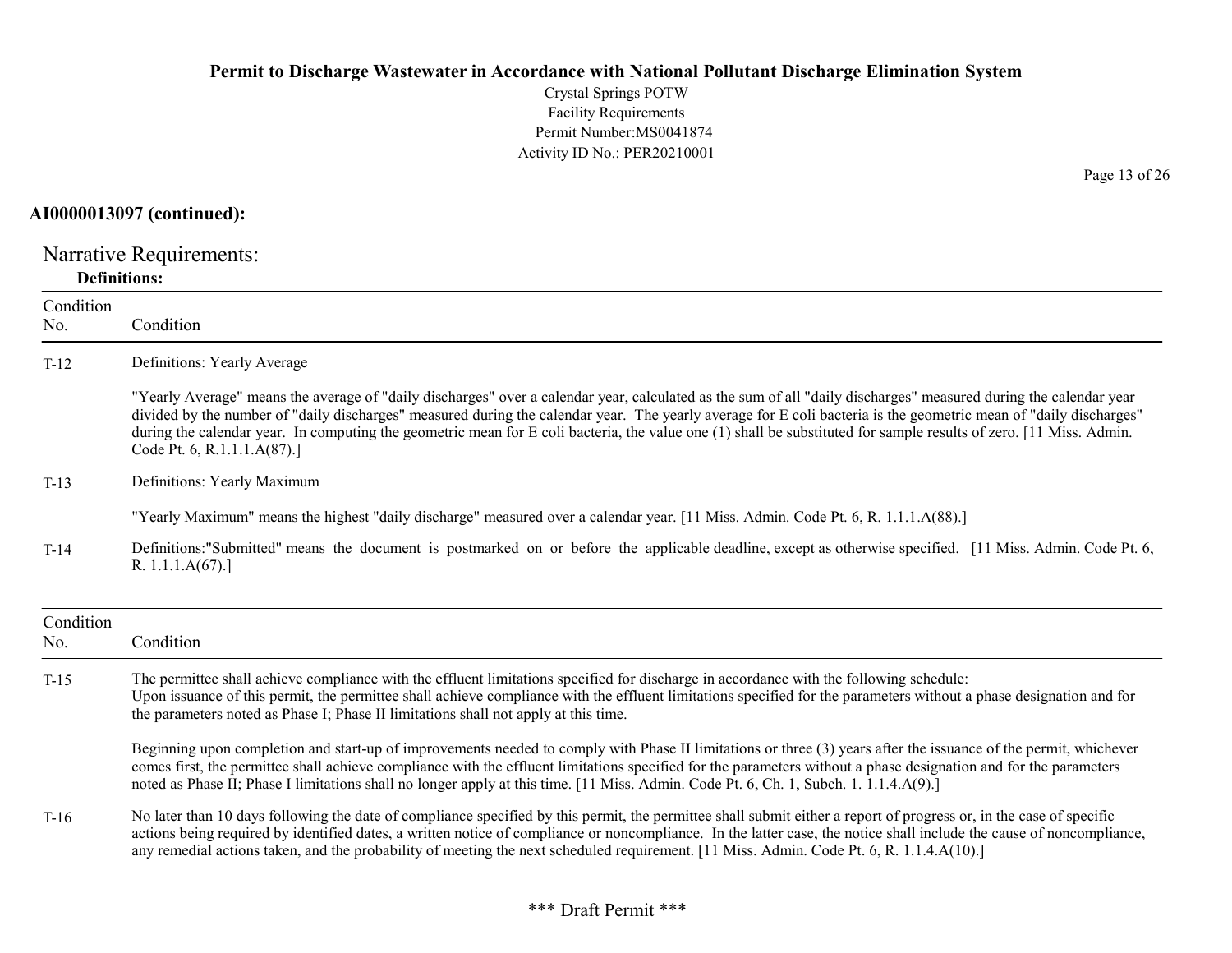**AI0000013097 (continued):**

## Narrative Requirements:

### Definitions:

| Condition No. | Condition |
| --- | --- |
| T-12 | Definitions: Yearly Average<br><br>"Yearly Average" means the average of "daily discharges" over a calendar year, calculated as the sum of all "daily discharges" measured during the calendar year divided by the number of "daily discharges" measured during the calendar year. The yearly average for E coli bacteria is the geometric mean of "daily discharges" during the calendar year. In computing the geometric mean for E coli bacteria, the value one (1) shall be substituted for sample results of zero. [11 Miss. Admin. Code Pt. 6, R.1.1.1.A(87).] |
| T-13 | Definitions: Yearly Maximum<br><br>"Yearly Maximum" means the highest "daily discharge" measured over a calendar year. [11 Miss. Admin. Code Pt. 6, R. 1.1.1.A(88).] |
| T-14 | Definitions:"Submitted" means the document is postmarked on or before the applicable deadline, except as otherwise specified. [11 Miss. Admin. Code Pt. 6, R. 1.1.1.A(67).] |

| Condition No. | Condition |
| --- | --- |
| T-15 | The permittee shall achieve compliance with the effluent limitations specified for discharge in accordance with the following schedule:<br>Upon issuance of this permit, the permittee shall achieve compliance with the effluent limitations specified for the parameters without a phase designation and for the parameters noted as Phase I; Phase II limitations shall not apply at this time.<br><br>Beginning upon completion and start-up of improvements needed to comply with Phase II limitations or three (3) years after the issuance of the permit, whichever comes first, the permittee shall achieve compliance with the effluent limitations specified for the parameters without a phase designation and for the parameters noted as Phase II; Phase I limitations shall no longer apply at this time. [11 Miss. Admin. Code Pt. 6, Ch. 1, Subch. 1. 1.1.4.A(9).] |
| T-16 | No later than 10 days following the date of compliance specified by this permit, the permittee shall submit either a report of progress or, in the case of specific actions being required by identified dates, a written notice of compliance or noncompliance. In the latter case, the notice shall include the cause of noncompliance, any remedial actions taken, and the probability of meeting the next scheduled requirement. [11 Miss. Admin. Code Pt. 6, R. 1.1.4.A(10).] |

\*\*\* Draft Permit \*\*\*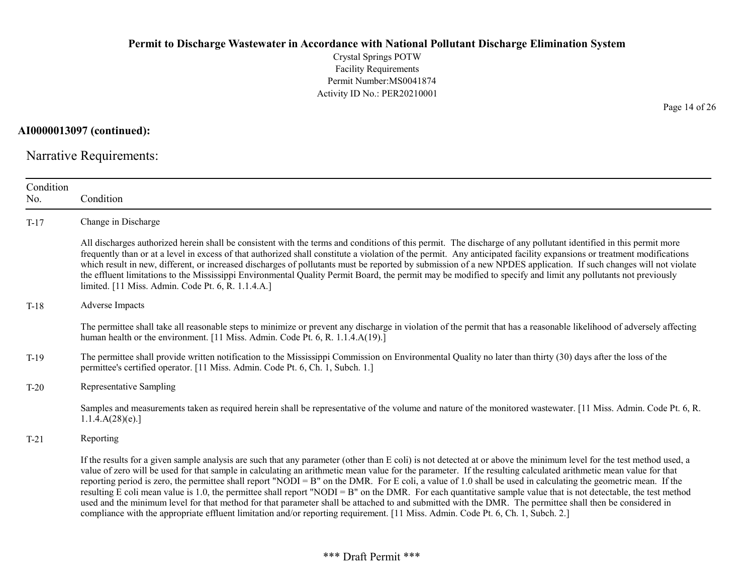**AI0000013097 (continued):**

## Narrative Requirements:

| Condition No. | Condition |
|---|---|
| T-17 | Change in Discharge<br><br>All discharges authorized herein shall be consistent with the terms and conditions of this permit. The discharge of any pollutant identified in this permit more frequently than or at a level in excess of that authorized shall constitute a violation of the permit. Any anticipated facility expansions or treatment modifications which result in new, different, or increased discharges of pollutants must be reported by submission of a new NPDES application. If such changes will not violate the effluent limitations to the Mississippi Environmental Quality Permit Board, the permit may be modified to specify and limit any pollutants not previously limited. [11 Miss. Admin. Code Pt. 6, R. 1.1.4.A.] |
| T-18 | Adverse Impacts<br><br>The permittee shall take all reasonable steps to minimize or prevent any discharge in violation of the permit that has a reasonable likelihood of adversely affecting human health or the environment. [11 Miss. Admin. Code Pt. 6, R. 1.1.4.A(19).] |
| T-19 | The permittee shall provide written notification to the Mississippi Commission on Environmental Quality no later than thirty (30) days after the loss of the permittee's certified operator. [11 Miss. Admin. Code Pt. 6, Ch. 1, Subch. 1.] |
| T-20 | Representative Sampling<br><br>Samples and measurements taken as required herein shall be representative of the volume and nature of the monitored wastewater. [11 Miss. Admin. Code Pt. 6, R. 1.1.4.A(28)(e).] |
| T-21 | Reporting<br><br>If the results for a given sample analysis are such that any parameter (other than E coli) is not detected at or above the minimum level for the test method used, a value of zero will be used for that sample in calculating an arithmetic mean value for the parameter. If the resulting calculated arithmetic mean value for that reporting period is zero, the permittee shall report "NODI = B" on the DMR. For E coli, a value of 1.0 shall be used in calculating the geometric mean. If the resulting E coli mean value is 1.0, the permittee shall report "NODI = B" on the DMR. For each quantitative sample value that is not detectable, the test method used and the minimum level for that method for that parameter shall be attached to and submitted with the DMR. The permittee shall then be considered in compliance with the appropriate effluent limitation and/or reporting requirement. [11 Miss. Admin. Code Pt. 6, Ch. 1, Subch. 2.] |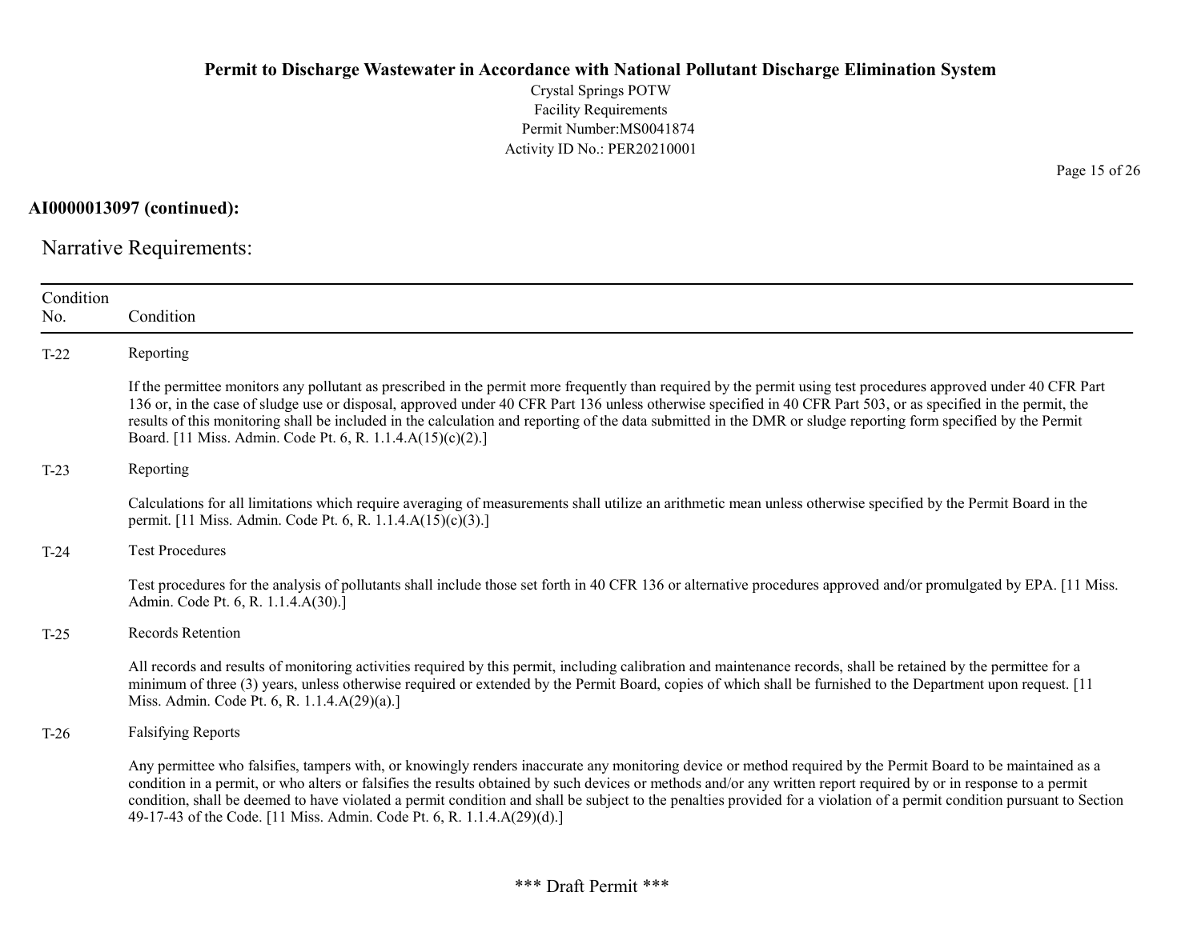**AI0000013097 (continued):**

## Narrative Requirements:

| Condition No. | Condition |
|---|---|
| T-22 | Reporting<br><br>If the permittee monitors any pollutant as prescribed in the permit more frequently than required by the permit using test procedures approved under 40 CFR Part 136 or, in the case of sludge use or disposal, approved under 40 CFR Part 136 unless otherwise specified in 40 CFR Part 503, or as specified in the permit, the results of this monitoring shall be included in the calculation and reporting of the data submitted in the DMR or sludge reporting form specified by the Permit Board. [11 Miss. Admin. Code Pt. 6, R. 1.1.4.A(15)(c)(2).] |
| T-23 | Reporting<br><br>Calculations for all limitations which require averaging of measurements shall utilize an arithmetic mean unless otherwise specified by the Permit Board in the permit. [11 Miss. Admin. Code Pt. 6, R. 1.1.4.A(15)(c)(3).] |
| T-24 | Test Procedures<br><br>Test procedures for the analysis of pollutants shall include those set forth in 40 CFR 136 or alternative procedures approved and/or promulgated by EPA. [11 Miss. Admin. Code Pt. 6, R. 1.1.4.A(30).] |
| T-25 | Records Retention<br><br>All records and results of monitoring activities required by this permit, including calibration and maintenance records, shall be retained by the permittee for a minimum of three (3) years, unless otherwise required or extended by the Permit Board, copies of which shall be furnished to the Department upon request. [11 Miss. Admin. Code Pt. 6, R. 1.1.4.A(29)(a).] |
| T-26 | Falsifying Reports<br><br>Any permittee who falsifies, tampers with, or knowingly renders inaccurate any monitoring device or method required by the Permit Board to be maintained as a condition in a permit, or who alters or falsifies the results obtained by such devices or methods and/or any written report required by or in response to a permit condition, shall be deemed to have violated a permit condition and shall be subject to the penalties provided for a violation of a permit condition pursuant to Section 49-17-43 of the Code. [11 Miss. Admin. Code Pt. 6, R. 1.1.4.A(29)(d).] |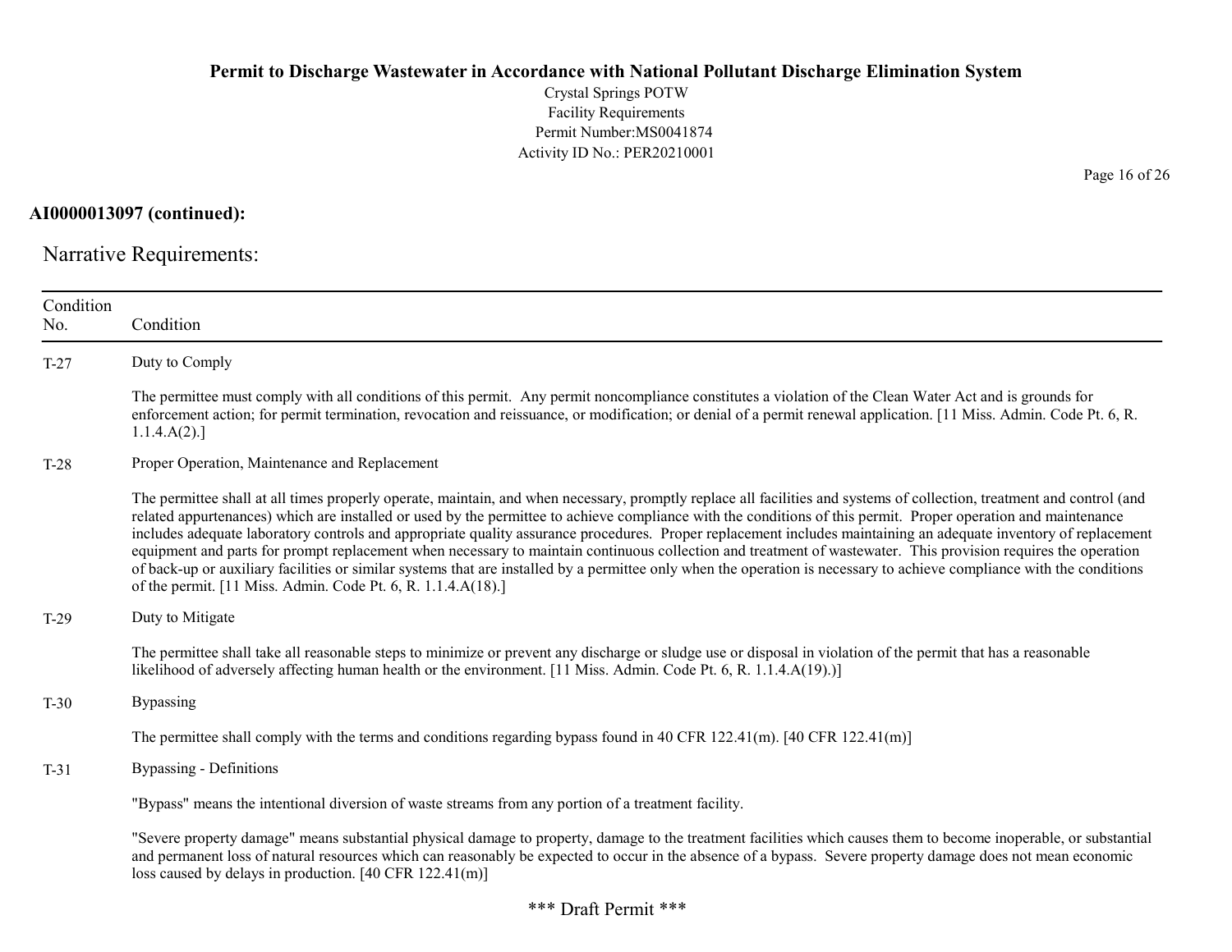**AI0000013097 (continued):**

Narrative Requirements:

| Condition No. | Condition |
|---|---|
| T-27 | Duty to Comply<br><br>The permittee must comply with all conditions of this permit. Any permit noncompliance constitutes a violation of the Clean Water Act and is grounds for enforcement action; for permit termination, revocation and reissuance, or modification; or denial of a permit renewal application. [11 Miss. Admin. Code Pt. 6, R. 1.1.4.A(2).] |
| T-28 | Proper Operation, Maintenance and Replacement<br><br>The permittee shall at all times properly operate, maintain, and when necessary, promptly replace all facilities and systems of collection, treatment and control (and related appurtenances) which are installed or used by the permittee to achieve compliance with the conditions of this permit. Proper operation and maintenance includes adequate laboratory controls and appropriate quality assurance procedures. Proper replacement includes maintaining an adequate inventory of replacement equipment and parts for prompt replacement when necessary to maintain continuous collection and treatment of wastewater. This provision requires the operation of back-up or auxiliary facilities or similar systems that are installed by a permittee only when the operation is necessary to achieve compliance with the conditions of the permit. [11 Miss. Admin. Code Pt. 6, R. 1.1.4.A(18).] |
| T-29 | Duty to Mitigate<br><br>The permittee shall take all reasonable steps to minimize or prevent any discharge or sludge use or disposal in violation of the permit that has a reasonable likelihood of adversely affecting human health or the environment. [11 Miss. Admin. Code Pt. 6, R. 1.1.4.A(19).)] |
| T-30 | Bypassing<br><br>The permittee shall comply with the terms and conditions regarding bypass found in 40 CFR 122.41(m). [40 CFR 122.41(m)] |
| T-31 | Bypassing - Definitions<br><br>"Bypass" means the intentional diversion of waste streams from any portion of a treatment facility.<br><br>"Severe property damage" means substantial physical damage to property, damage to the treatment facilities which causes them to become inoperable, or substantial and permanent loss of natural resources which can reasonably be expected to occur in the absence of a bypass. Severe property damage does not mean economic loss caused by delays in production. [40 CFR 122.41(m)] |

*** Draft Permit ***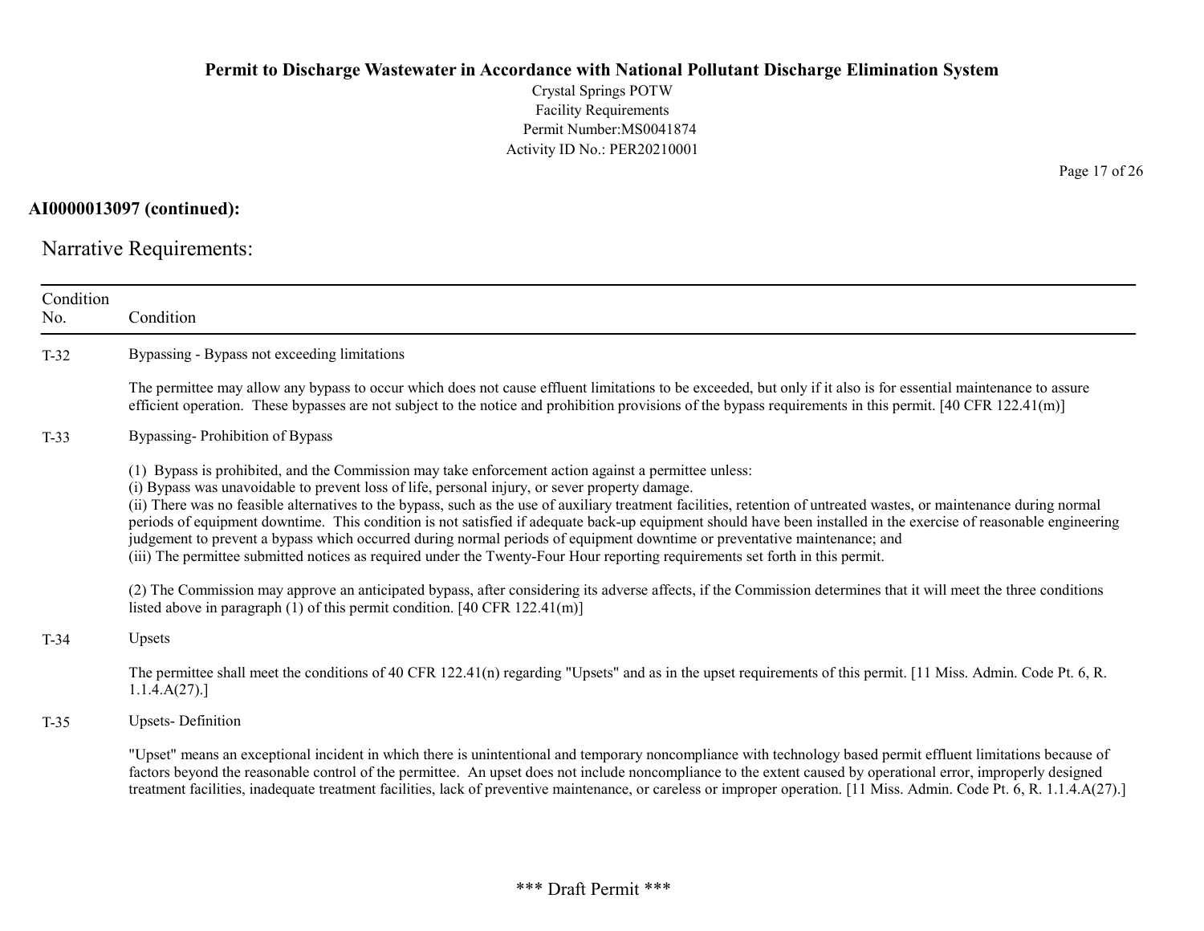**AI0000013097 (continued):**

## Narrative Requirements:

| Condition No. | Condition |
|---|---|
| T-32 | Bypassing - Bypass not exceeding limitations<br><br>The permittee may allow any bypass to occur which does not cause effluent limitations to be exceeded, but only if it also is for essential maintenance to assure efficient operation. These bypasses are not subject to the notice and prohibition provisions of the bypass requirements in this permit. [40 CFR 122.41(m)] |
| T-33 | Bypassing- Prohibition of Bypass<br><br>(1) Bypass is prohibited, and the Commission may take enforcement action against a permittee unless:<br>(i) Bypass was unavoidable to prevent loss of life, personal injury, or sever property damage.<br>(ii) There was no feasible alternatives to the bypass, such as the use of auxiliary treatment facilities, retention of untreated wastes, or maintenance during normal periods of equipment downtime. This condition is not satisfied if adequate back-up equipment should have been installed in the exercise of reasonable engineering judgement to prevent a bypass which occurred during normal periods of equipment downtime or preventative maintenance; and<br>(iii) The permittee submitted notices as required under the Twenty-Four Hour reporting requirements set forth in this permit.<br><br>(2) The Commission may approve an anticipated bypass, after considering its adverse affects, if the Commission determines that it will meet the three conditions listed above in paragraph (1) of this permit condition. [40 CFR 122.41(m)] |
| T-34 | Upsets<br><br>The permittee shall meet the conditions of 40 CFR 122.41(n) regarding "Upsets" and as in the upset requirements of this permit. [11 Miss. Admin. Code Pt. 6, R. 1.1.4.A(27).] |
| T-35 | Upsets- Definition<br><br>"Upset" means an exceptional incident in which there is unintentional and temporary noncompliance with technology based permit effluent limitations because of factors beyond the reasonable control of the permittee. An upset does not include noncompliance to the extent caused by operational error, improperly designed treatment facilities, inadequate treatment facilities, lack of preventive maintenance, or careless or improper operation. [11 Miss. Admin. Code Pt. 6, R. 1.1.4.A(27).] |

\*\*\* Draft Permit \*\*\*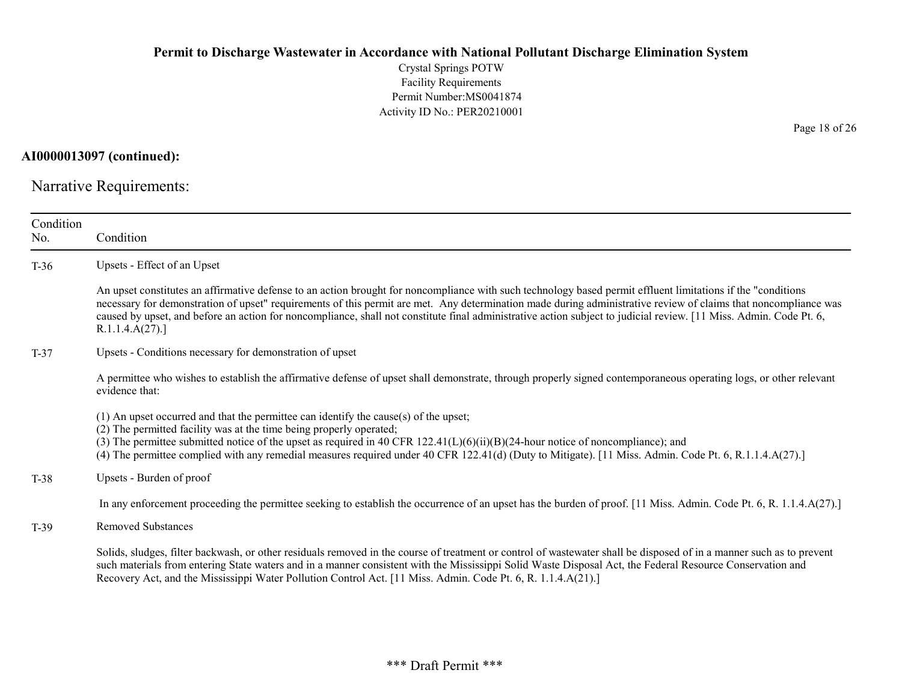**AI0000013097 (continued):**

## Narrative Requirements:

| Condition No. | Condition |
|---|---|
| T-36 | Upsets - Effect of an Upset<br><br>An upset constitutes an affirmative defense to an action brought for noncompliance with such technology based permit effluent limitations if the "conditions necessary for demonstration of upset" requirements of this permit are met. Any determination made during administrative review of claims that noncompliance was caused by upset, and before an action for noncompliance, shall not constitute final administrative action subject to judicial review. [11 Miss. Admin. Code Pt. 6, R.1.1.4.A(27).] |
| T-37 | Upsets - Conditions necessary for demonstration of upset<br><br>A permittee who wishes to establish the affirmative defense of upset shall demonstrate, through properly signed contemporaneous operating logs, or other relevant evidence that:<br><br>(1) An upset occurred and that the permittee can identify the cause(s) of the upset;<br>(2) The permitted facility was at the time being properly operated;<br>(3) The permittee submitted notice of the upset as required in 40 CFR 122.41(L)(6)(ii)(B)(24-hour notice of noncompliance); and<br>(4) The permittee complied with any remedial measures required under 40 CFR 122.41(d) (Duty to Mitigate). [11 Miss. Admin. Code Pt. 6, R.1.1.4.A(27).] |
| T-38 | Upsets - Burden of proof<br><br>In any enforcement proceeding the permittee seeking to establish the occurrence of an upset has the burden of proof. [11 Miss. Admin. Code Pt. 6, R. 1.1.4.A(27).] |
| T-39 | Removed Substances<br><br>Solids, sludges, filter backwash, or other residuals removed in the course of treatment or control of wastewater shall be disposed of in a manner such as to prevent such materials from entering State waters and in a manner consistent with the Mississippi Solid Waste Disposal Act, the Federal Resource Conservation and Recovery Act, and the Mississippi Water Pollution Control Act. [11 Miss. Admin. Code Pt. 6, R. 1.1.4.A(21).] |

*** Draft Permit ***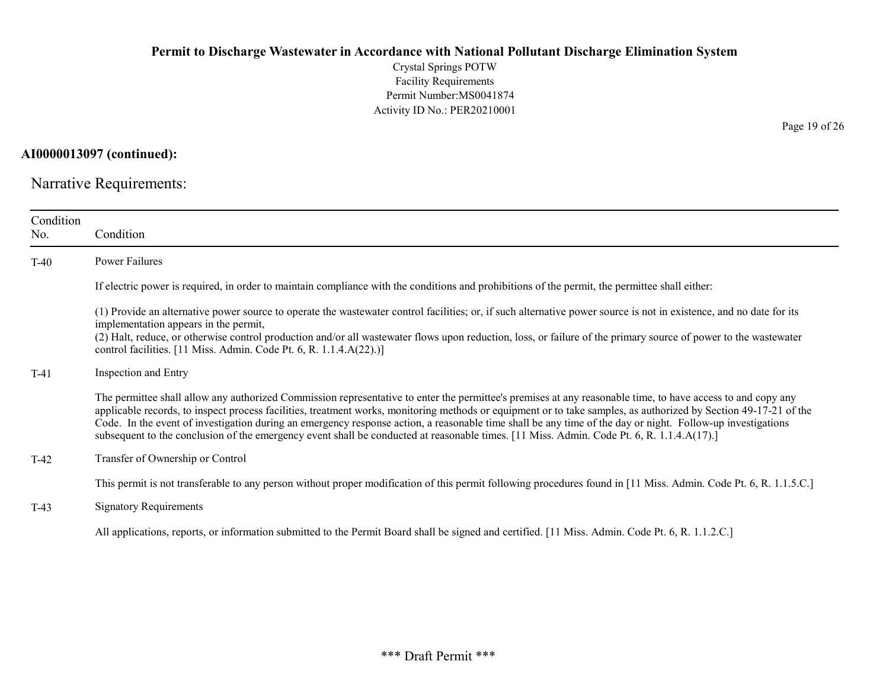**AI0000013097 (continued):**

## Narrative Requirements:

| Condition No. | Condition |
|---|---|
| T-40 | Power Failures<br><br>If electric power is required, in order to maintain compliance with the conditions and prohibitions of the permit, the permittee shall either:<br><br>(1) Provide an alternative power source to operate the wastewater control facilities; or, if such alternative power source is not in existence, and no date for its implementation appears in the permit,<br>(2) Halt, reduce, or otherwise control production and/or all wastewater flows upon reduction, loss, or failure of the primary source of power to the wastewater control facilities. [11 Miss. Admin. Code Pt. 6, R. 1.1.4.A(22).)] |
| T-41 | Inspection and Entry<br><br>The permittee shall allow any authorized Commission representative to enter the permittee's premises at any reasonable time, to have access to and copy any applicable records, to inspect process facilities, treatment works, monitoring methods or equipment or to take samples, as authorized by Section 49-17-21 of the Code. In the event of investigation during an emergency response action, a reasonable time shall be any time of the day or night. Follow-up investigations subsequent to the conclusion of the emergency event shall be conducted at reasonable times. [11 Miss. Admin. Code Pt. 6, R. 1.1.4.A(17).] |
| T-42 | Transfer of Ownership or Control<br><br>This permit is not transferable to any person without proper modification of this permit following procedures found in [11 Miss. Admin. Code Pt. 6, R. 1.1.5.C.] |
| T-43 | Signatory Requirements<br><br>All applications, reports, or information submitted to the Permit Board shall be signed and certified. [11 Miss. Admin. Code Pt. 6, R. 1.1.2.C.] |

*** Draft Permit ***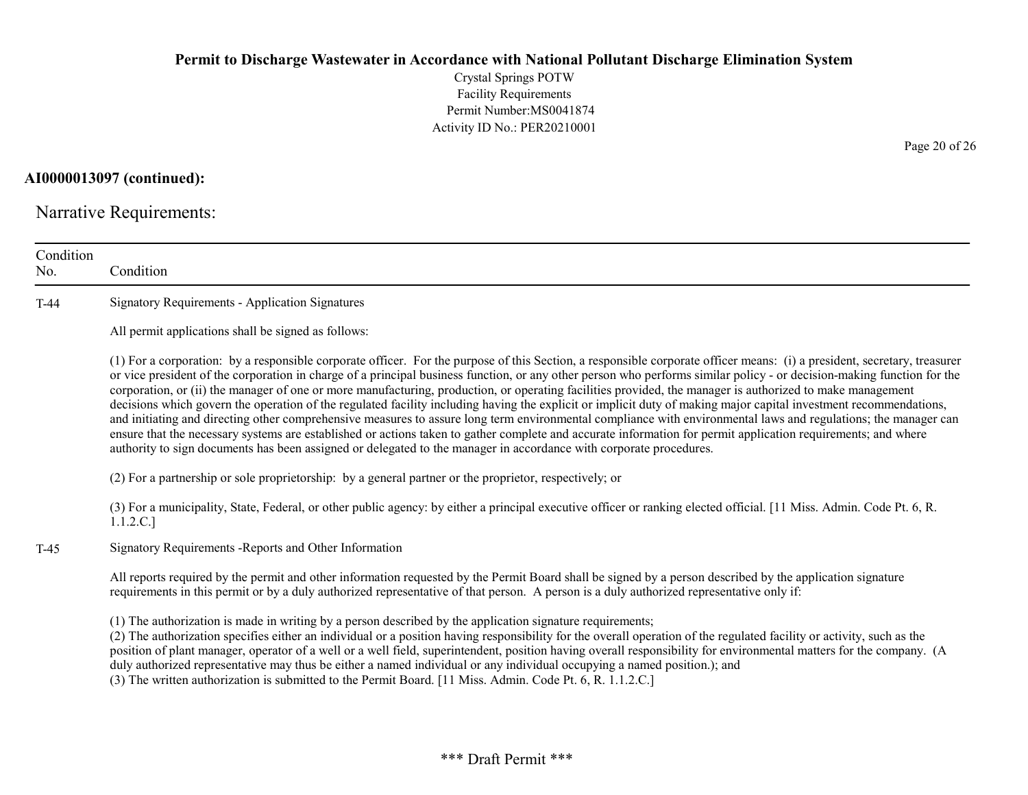**AI0000013097 (continued):**

## Narrative Requirements:

| Condition No. | Condition |
|---|---|
| T-44 | Signatory Requirements - Application Signatures<br><br>All permit applications shall be signed as follows:<br><br>(1) For a corporation: by a responsible corporate officer. For the purpose of this Section, a responsible corporate officer means: (i) a president, secretary, treasurer or vice president of the corporation in charge of a principal business function, or any other person who performs similar policy - or decision-making function for the corporation, or (ii) the manager of one or more manufacturing, production, or operating facilities provided, the manager is authorized to make management decisions which govern the operation of the regulated facility including having the explicit or implicit duty of making major capital investment recommendations, and initiating and directing other comprehensive measures to assure long term environmental compliance with environmental laws and regulations; the manager can ensure that the necessary systems are established or actions taken to gather complete and accurate information for permit application requirements; and where authority to sign documents has been assigned or delegated to the manager in accordance with corporate procedures.<br><br>(2) For a partnership or sole proprietorship: by a general partner or the proprietor, respectively; or<br><br>(3) For a municipality, State, Federal, or other public agency: by either a principal executive officer or ranking elected official. [11 Miss. Admin. Code Pt. 6, R. 1.1.2.C.] |
| T-45 | Signatory Requirements -Reports and Other Information<br><br>All reports required by the permit and other information requested by the Permit Board shall be signed by a person described by the application signature requirements in this permit or by a duly authorized representative of that person. A person is a duly authorized representative only if:<br><br>(1) The authorization is made in writing by a person described by the application signature requirements;<br>(2) The authorization specifies either an individual or a position having responsibility for the overall operation of the regulated facility or activity, such as the position of plant manager, operator of a well or a well field, superintendent, position having overall responsibility for environmental matters for the company. (A duly authorized representative may thus be either a named individual or any individual occupying a named position.); and<br>(3) The written authorization is submitted to the Permit Board. [11 Miss. Admin. Code Pt. 6, R. 1.1.2.C.] |

\*\*\* Draft Permit \*\*\*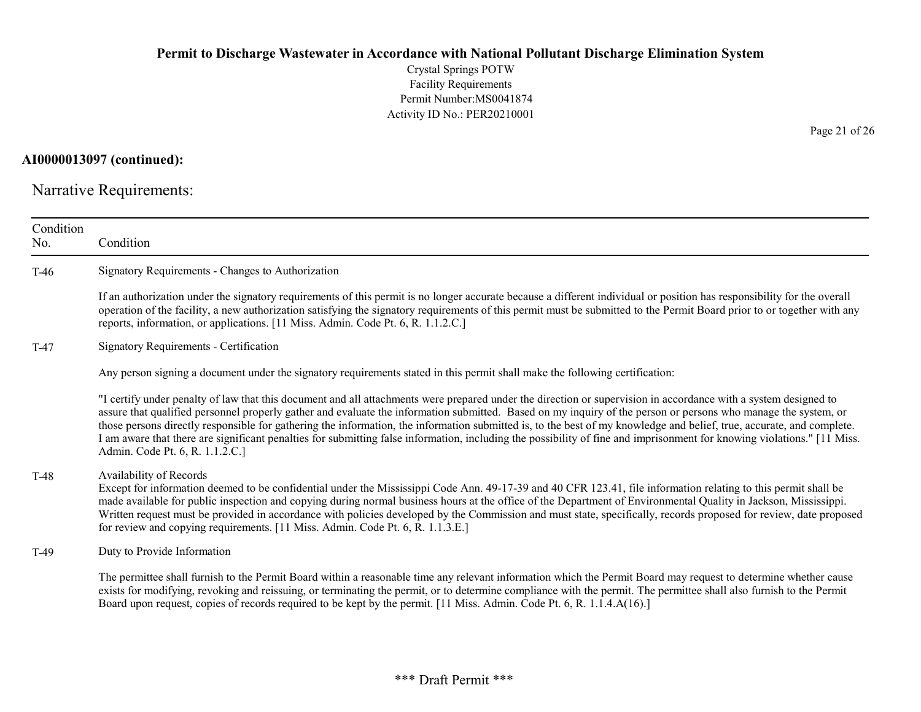**AI0000013097 (continued):**

## Narrative Requirements:

| Condition No. | Condition |
|---|---|
| T-46 | Signatory Requirements - Changes to Authorization<br><br>If an authorization under the signatory requirements of this permit is no longer accurate because a different individual or position has responsibility for the overall operation of the facility, a new authorization satisfying the signatory requirements of this permit must be submitted to the Permit Board prior to or together with any reports, information, or applications. [11 Miss. Admin. Code Pt. 6, R. 1.1.2.C.] |
| T-47 | Signatory Requirements - Certification<br><br>Any person signing a document under the signatory requirements stated in this permit shall make the following certification:<br><br>"I certify under penalty of law that this document and all attachments were prepared under the direction or supervision in accordance with a system designed to assure that qualified personnel properly gather and evaluate the information submitted. Based on my inquiry of the person or persons who manage the system, or those persons directly responsible for gathering the information, the information submitted is, to the best of my knowledge and belief, true, accurate, and complete. I am aware that there are significant penalties for submitting false information, including the possibility of fine and imprisonment for knowing violations." [11 Miss. Admin. Code Pt. 6, R. 1.1.2.C.] |
| T-48 | Availability of Records<br>Except for information deemed to be confidential under the Mississippi Code Ann. 49-17-39 and 40 CFR 123.41, file information relating to this permit shall be made available for public inspection and copying during normal business hours at the office of the Department of Environmental Quality in Jackson, Mississippi. Written request must be provided in accordance with policies developed by the Commission and must state, specifically, records proposed for review, date proposed for review and copying requirements. [11 Miss. Admin. Code Pt. 6, R. 1.1.3.E.] |
| T-49 | Duty to Provide Information<br><br>The permittee shall furnish to the Permit Board within a reasonable time any relevant information which the Permit Board may request to determine whether cause exists for modifying, revoking and reissuing, or terminating the permit, or to determine compliance with the permit. The permittee shall also furnish to the Permit Board upon request, copies of records required to be kept by the permit. [11 Miss. Admin. Code Pt. 6, R. 1.1.4.A(16).] |

\*\*\* Draft Permit \*\*\*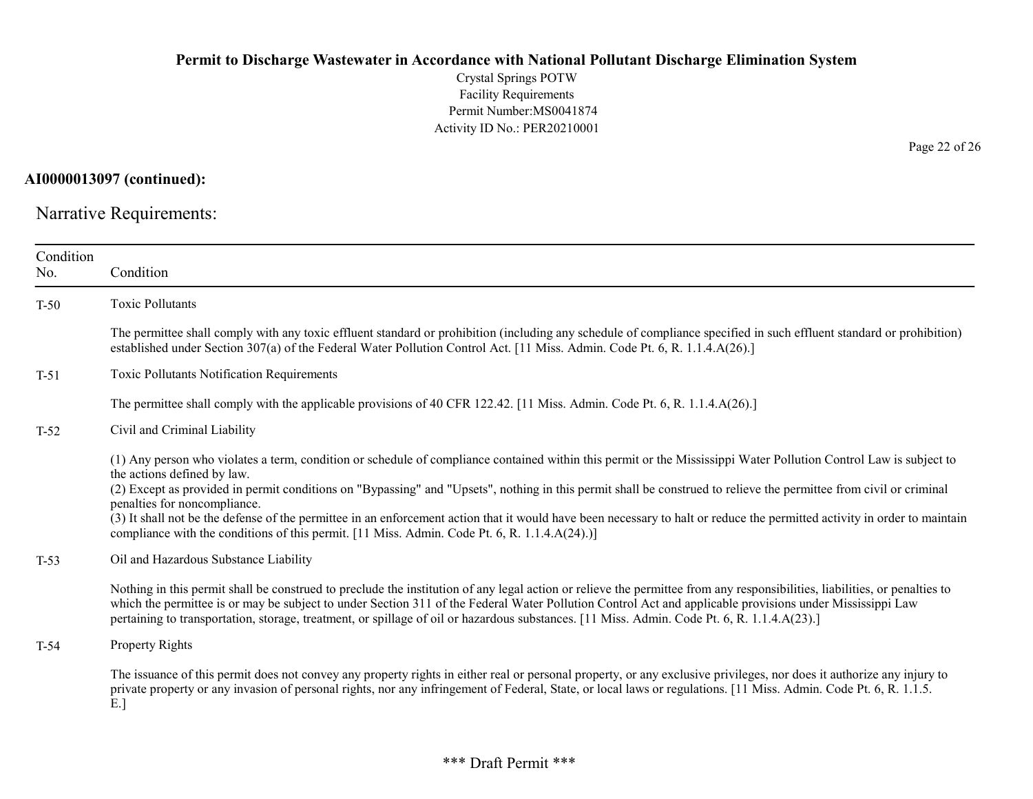**AI0000013097 (continued):**

## Narrative Requirements:

| Condition No. | Condition |
|---|---|
| T-50 | Toxic Pollutants<br><br>The permittee shall comply with any toxic effluent standard or prohibition (including any schedule of compliance specified in such effluent standard or prohibition) established under Section 307(a) of the Federal Water Pollution Control Act. [11 Miss. Admin. Code Pt. 6, R. 1.1.4.A(26).] |
| T-51 | Toxic Pollutants Notification Requirements<br><br>The permittee shall comply with the applicable provisions of 40 CFR 122.42. [11 Miss. Admin. Code Pt. 6, R. 1.1.4.A(26).] |
| T-52 | Civil and Criminal Liability<br><br>(1) Any person who violates a term, condition or schedule of compliance contained within this permit or the Mississippi Water Pollution Control Law is subject to the actions defined by law.<br>(2) Except as provided in permit conditions on "Bypassing" and "Upsets", nothing in this permit shall be construed to relieve the permittee from civil or criminal penalties for noncompliance.<br>(3) It shall not be the defense of the permittee in an enforcement action that it would have been necessary to halt or reduce the permitted activity in order to maintain compliance with the conditions of this permit. [11 Miss. Admin. Code Pt. 6, R. 1.1.4.A(24).)] |
| T-53 | Oil and Hazardous Substance Liability<br><br>Nothing in this permit shall be construed to preclude the institution of any legal action or relieve the permittee from any responsibilities, liabilities, or penalties to which the permittee is or may be subject to under Section 311 of the Federal Water Pollution Control Act and applicable provisions under Mississippi Law pertaining to transportation, storage, treatment, or spillage of oil or hazardous substances. [11 Miss. Admin. Code Pt. 6, R. 1.1.4.A(23).] |
| T-54 | Property Rights<br><br>The issuance of this permit does not convey any property rights in either real or personal property, or any exclusive privileges, nor does it authorize any injury to private property or any invasion of personal rights, nor any infringement of Federal, State, or local laws or regulations. [11 Miss. Admin. Code Pt. 6, R. 1.1.5. E.] |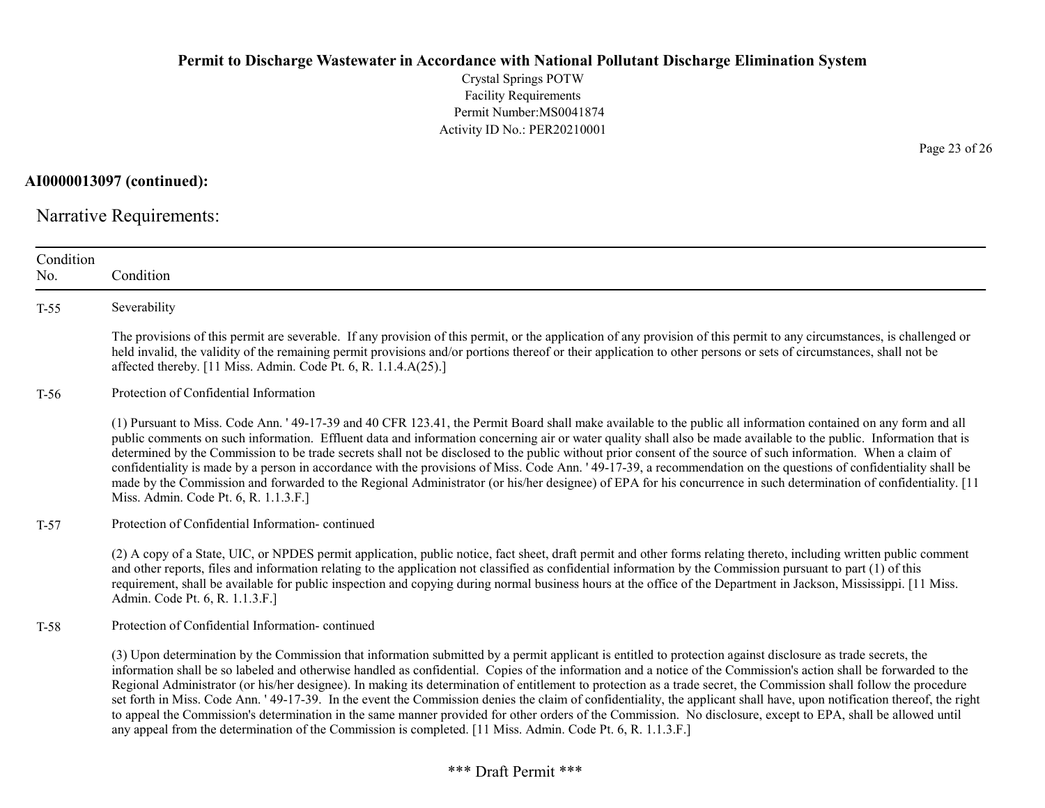**AI0000013097 (continued):**

## Narrative Requirements:

| Condition No. | Condition |
|---|---|
| T-55 | Severability<br><br>The provisions of this permit are severable. If any provision of this permit, or the application of any provision of this permit to any circumstances, is challenged or held invalid, the validity of the remaining permit provisions and/or portions thereof or their application to other persons or sets of circumstances, shall not be affected thereby. [11 Miss. Admin. Code Pt. 6, R. 1.1.4.A(25).] |
| T-56 | Protection of Confidential Information<br><br>(1) Pursuant to Miss. Code Ann. ' 49-17-39 and 40 CFR 123.41, the Permit Board shall make available to the public all information contained on any form and all public comments on such information. Effluent data and information concerning air or water quality shall also be made available to the public. Information that is determined by the Commission to be trade secrets shall not be disclosed to the public without prior consent of the source of such information. When a claim of confidentiality is made by a person in accordance with the provisions of Miss. Code Ann. ' 49-17-39, a recommendation on the questions of confidentiality shall be made by the Commission and forwarded to the Regional Administrator (or his/her designee) of EPA for his concurrence in such determination of confidentiality. [11 Miss. Admin. Code Pt. 6, R. 1.1.3.F.] |
| T-57 | Protection of Confidential Information- continued<br><br>(2) A copy of a State, UIC, or NPDES permit application, public notice, fact sheet, draft permit and other forms relating thereto, including written public comment and other reports, files and information relating to the application not classified as confidential information by the Commission pursuant to part (1) of this requirement, shall be available for public inspection and copying during normal business hours at the office of the Department in Jackson, Mississippi. [11 Miss. Admin. Code Pt. 6, R. 1.1.3.F.] |
| T-58 | Protection of Confidential Information- continued<br><br>(3) Upon determination by the Commission that information submitted by a permit applicant is entitled to protection against disclosure as trade secrets, the information shall be so labeled and otherwise handled as confidential. Copies of the information and a notice of the Commission's action shall be forwarded to the Regional Administrator (or his/her designee). In making its determination of entitlement to protection as a trade secret, the Commission shall follow the procedure set forth in Miss. Code Ann. ' 49-17-39. In the event the Commission denies the claim of confidentiality, the applicant shall have, upon notification thereof, the right to appeal the Commission's determination in the same manner provided for other orders of the Commission. No disclosure, except to EPA, shall be allowed until any appeal from the determination of the Commission is completed. [11 Miss. Admin. Code Pt. 6, R. 1.1.3.F.] |

\*\*\* Draft Permit \*\*\*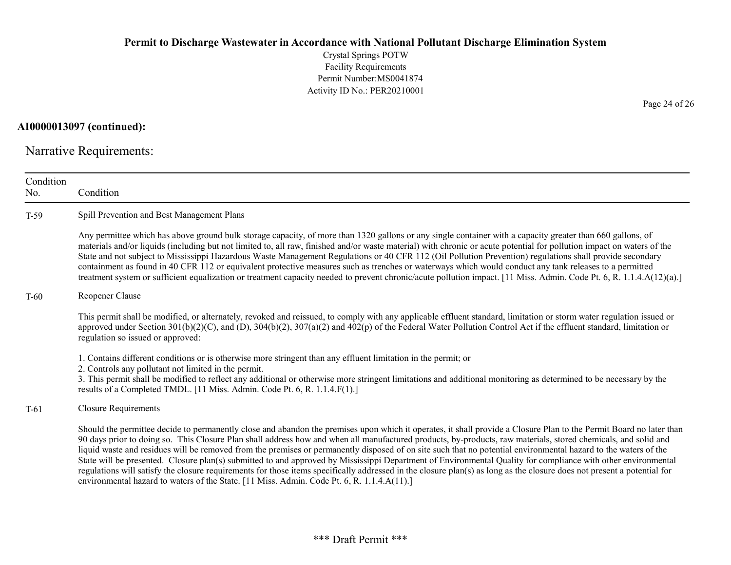**AI0000013097 (continued):**

## Narrative Requirements:

| Condition No. | Condition |
|---|---|
| T-59 | Spill Prevention and Best Management Plans<br><br>Any permittee which has above ground bulk storage capacity, of more than 1320 gallons or any single container with a capacity greater than 660 gallons, of materials and/or liquids (including but not limited to, all raw, finished and/or waste material) with chronic or acute potential for pollution impact on waters of the State and not subject to Mississippi Hazardous Waste Management Regulations or 40 CFR 112 (Oil Pollution Prevention) regulations shall provide secondary containment as found in 40 CFR 112 or equivalent protective measures such as trenches or waterways which would conduct any tank releases to a permitted treatment system or sufficient equalization or treatment capacity needed to prevent chronic/acute pollution impact. [11 Miss. Admin. Code Pt. 6, R. 1.1.4.A(12)(a).] |
| T-60 | Reopener Clause<br><br>This permit shall be modified, or alternately, revoked and reissued, to comply with any applicable effluent standard, limitation or storm water regulation issued or approved under Section 301(b)(2)(C), and (D), 304(b)(2), 307(a)(2) and 402(p) of the Federal Water Pollution Control Act if the effluent standard, limitation or regulation so issued or approved:<br><br>1. Contains different conditions or is otherwise more stringent than any effluent limitation in the permit; or<br>2. Controls any pollutant not limited in the permit.<br>3. This permit shall be modified to reflect any additional or otherwise more stringent limitations and additional monitoring as determined to be necessary by the results of a Completed TMDL. [11 Miss. Admin. Code Pt. 6, R. 1.1.4.F(1).] |
| T-61 | Closure Requirements<br><br>Should the permittee decide to permanently close and abandon the premises upon which it operates, it shall provide a Closure Plan to the Permit Board no later than 90 days prior to doing so. This Closure Plan shall address how and when all manufactured products, by-products, raw materials, stored chemicals, and solid and liquid waste and residues will be removed from the premises or permanently disposed of on site such that no potential environmental hazard to the waters of the State will be presented. Closure plan(s) submitted to and approved by Mississippi Department of Environmental Quality for compliance with other environmental regulations will satisfy the closure requirements for those items specifically addressed in the closure plan(s) as long as the closure does not present a potential for environmental hazard to waters of the State. [11 Miss. Admin. Code Pt. 6, R. 1.1.4.A(11).] |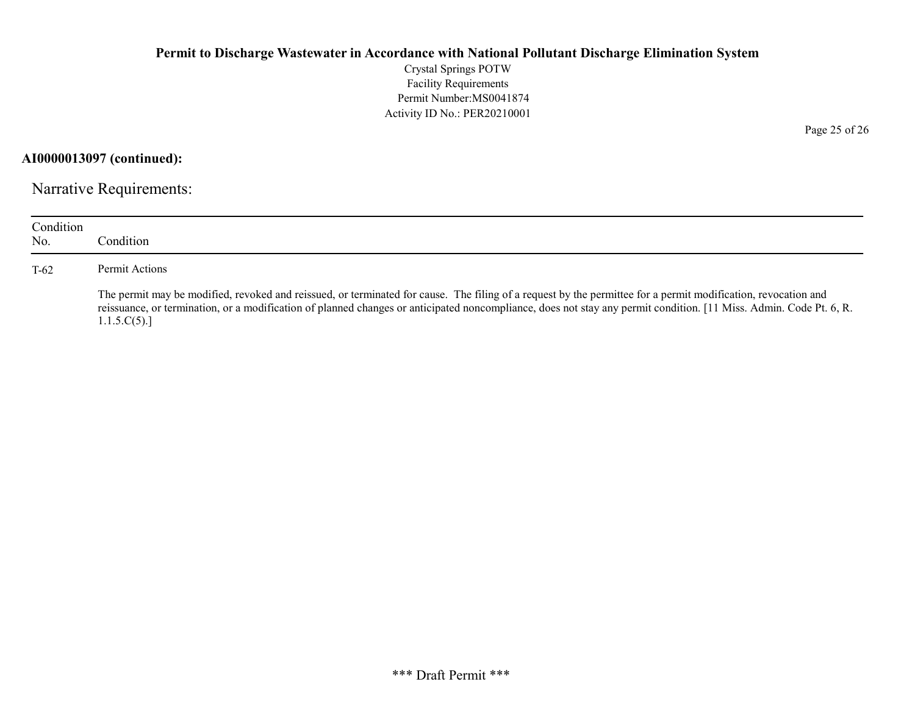**AI0000013097 (continued):**

## Narrative Requirements:

| Condition No. | Condition |
|---|---|
| T-62 | Permit Actions<br><br>The permit may be modified, revoked and reissued, or terminated for cause. The filing of a request by the permittee for a permit modification, revocation and reissuance, or termination, or a modification of planned changes or anticipated noncompliance, does not stay any permit condition. [11 Miss. Admin. Code Pt. 6, R. 1.1.5.C(5).] |

*** Draft Permit ***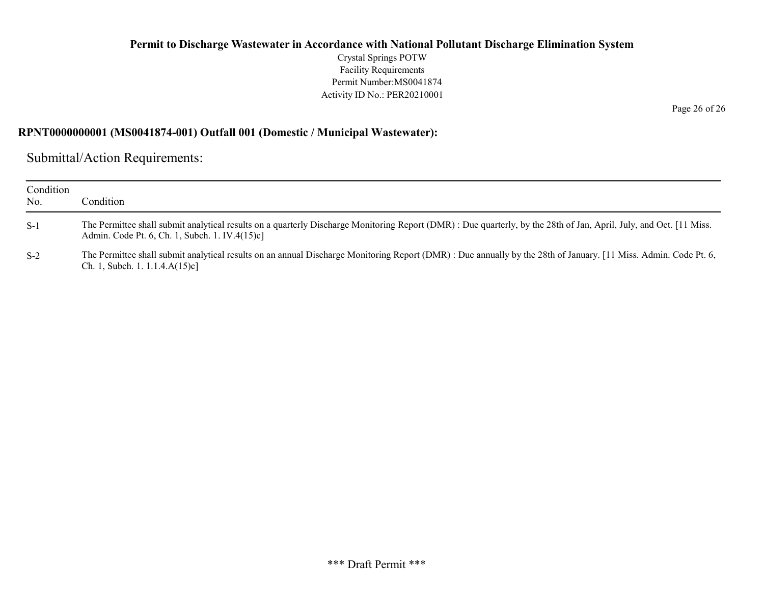**RPNT0000000001 (MS0041874-001) Outfall 001 (Domestic / Municipal Wastewater):**

## Submittal/Action Requirements:

| Condition No. | Condition |
|---|---|
| S-1 | The Permittee shall submit analytical results on a quarterly Discharge Monitoring Report (DMR) : Due quarterly, by the 28th of Jan, April, July, and Oct. [11 Miss. Admin. Code Pt. 6, Ch. 1, Subch. 1. IV.4(15)c] |
| S-2 | The Permittee shall submit analytical results on an annual Discharge Monitoring Report (DMR) : Due annually by the 28th of January. [11 Miss. Admin. Code Pt. 6, Ch. 1, Subch. 1. 1.1.4.A(15)c] |

*** Draft Permit ***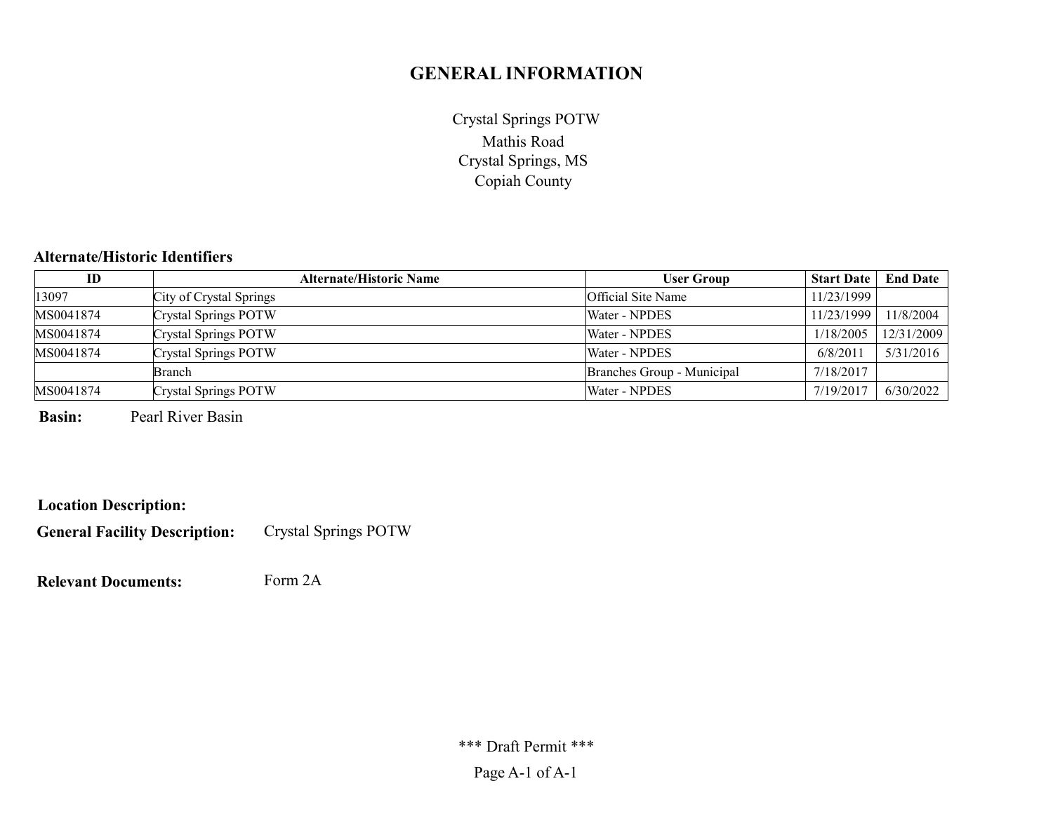# GENERAL INFORMATION

Crystal Springs POTW
Mathis Road
Crystal Springs, MS
Copiah County

**Alternate/Historic Identifiers**

| ID | Alternate/Historic Name | User Group | Start Date | End Date |
|---|---|---|---|---|
| 13097 | City of Crystal Springs | Official Site Name | 11/23/1999 | |
| MS0041874 | Crystal Springs POTW | Water - NPDES | 11/23/1999 | 11/8/2004 |
| MS0041874 | Crystal Springs POTW | Water - NPDES | 1/18/2005 | 12/31/2009 |
| MS0041874 | Crystal Springs POTW | Water - NPDES | 6/8/2011 | 5/31/2016 |
| | Branch | Branches Group - Municipal | 7/18/2017 | |
| MS0041874 | Crystal Springs POTW | Water - NPDES | 7/19/2017 | 6/30/2022 |

**Basin:** Pearl River Basin

**Location Description:**

**General Facility Description:** Crystal Springs POTW

**Relevant Documents:** Form 2A

\*\*\* Draft Permit \*\*\*